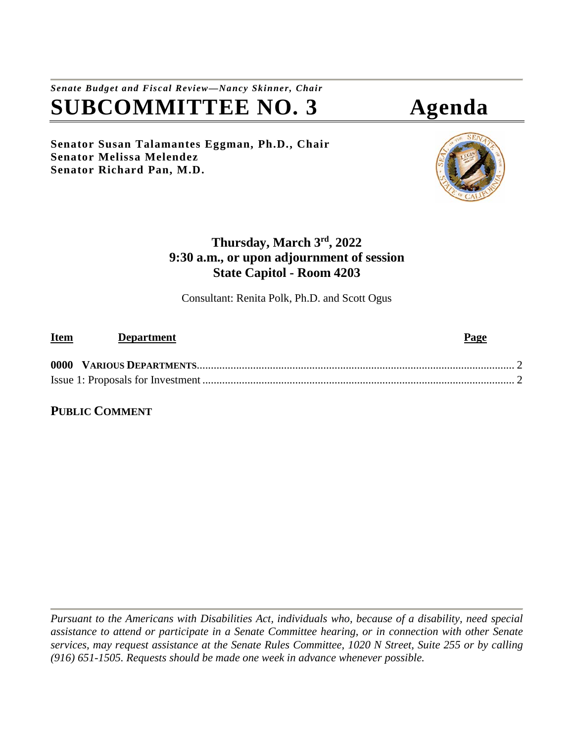*Senate Budget and Fiscal Review—Nancy Skinner, Chair*

# SUBCOMMITTEE NO. 3 Agenda

**Senator Susan Talamantes Eggman, Ph.D., Chair**
**Senator Melissa Melendez**
**Senator Richard Pan, M.D.**

**Thursday, March 3rd, 2022**
**9:30 a.m., or upon adjournment of session**
**State Capitol - Room 4203**

Consultant: Renita Polk, Ph.D. and Scott Ogus

| Item | Department | Page |
|---|---|---|
| **0000** | **VARIOUS DEPARTMENTS** | 2 |
| Issue 1: Proposals for Investment | | 2 |

**PUBLIC COMMENT**

*Pursuant to the Americans with Disabilities Act, individuals who, because of a disability, need special assistance to attend or participate in a Senate Committee hearing, or in connection with other Senate services, may request assistance at the Senate Rules Committee, 1020 N Street, Suite 255 or by calling (916) 651-1505. Requests should be made one week in advance whenever possible.*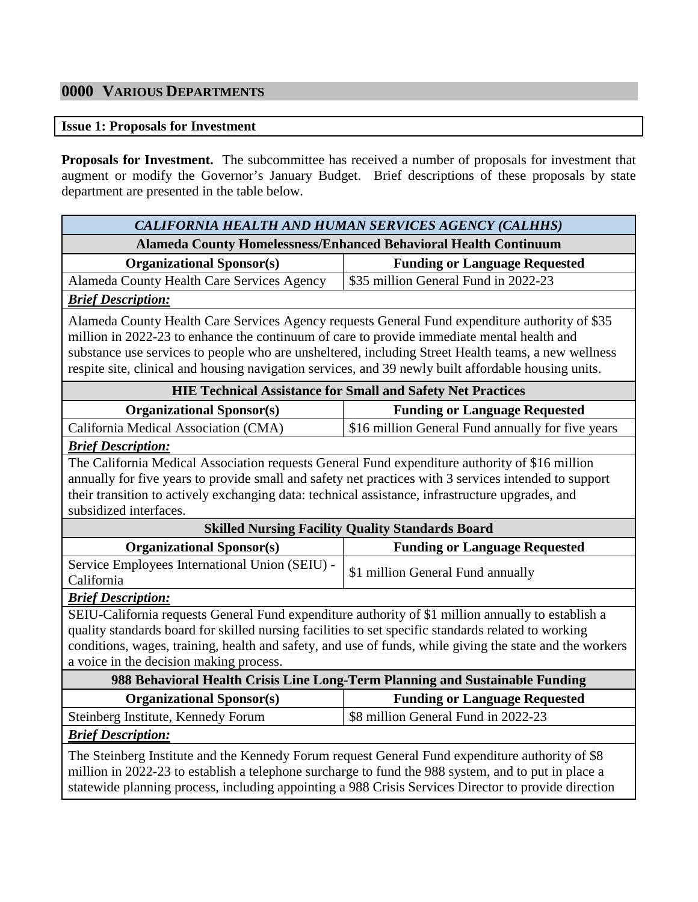## 0000 VARIOUS DEPARTMENTS

**Issue 1: Proposals for Investment**

**Proposals for Investment.** The subcommittee has received a number of proposals for investment that augment or modify the Governor's January Budget. Brief descriptions of these proposals by state department are presented in the table below.

| *CALIFORNIA HEALTH AND HUMAN SERVICES AGENCY (CALHHS)* | |
|---|---|
| **Alameda County Homelessness/Enhanced Behavioral Health Continuum** | |
| **Organizational Sponsor(s)** | **Funding or Language Requested** |
| Alameda County Health Care Services Agency | $35 million General Fund in 2022-23 |
| ***Brief Description:*** | |
| Alameda County Health Care Services Agency requests General Fund expenditure authority of $35 million in 2022-23 to enhance the continuum of care to provide immediate mental health and substance use services to people who are unsheltered, including Street Health teams, a new wellness respite site, clinical and housing navigation services, and 39 newly built affordable housing units. | |
| **HIE Technical Assistance for Small and Safety Net Practices** | |
| **Organizational Sponsor(s)** | **Funding or Language Requested** |
| California Medical Association (CMA) | $16 million General Fund annually for five years |
| ***Brief Description:*** | |
| The California Medical Association requests General Fund expenditure authority of $16 million annually for five years to provide small and safety net practices with 3 services intended to support their transition to actively exchanging data: technical assistance, infrastructure upgrades, and subsidized interfaces. | |
| **Skilled Nursing Facility Quality Standards Board** | |
| **Organizational Sponsor(s)** | **Funding or Language Requested** |
| Service Employees International Union (SEIU) - California | $1 million General Fund annually |
| ***Brief Description:*** | |
| SEIU-California requests General Fund expenditure authority of $1 million annually to establish a quality standards board for skilled nursing facilities to set specific standards related to working conditions, wages, training, health and safety, and use of funds, while giving the state and the workers a voice in the decision making process. | |
| **988 Behavioral Health Crisis Line Long-Term Planning and Sustainable Funding** | |
| **Organizational Sponsor(s)** | **Funding or Language Requested** |
| Steinberg Institute, Kennedy Forum | $8 million General Fund in 2022-23 |
| ***Brief Description:*** | |
| The Steinberg Institute and the Kennedy Forum request General Fund expenditure authority of $8 million in 2022-23 to establish a telephone surcharge to fund the 988 system, and to put in place a statewide planning process, including appointing a 988 Crisis Services Director to provide direction | |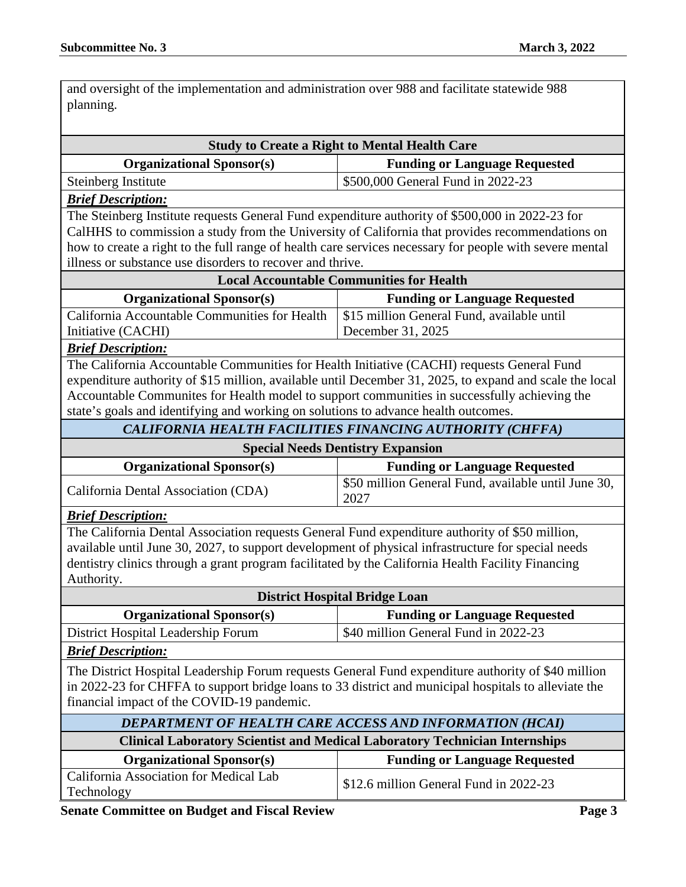and oversight of the implementation and administration over 988 and facilitate statewide 988 planning.

| Study to Create a Right to Mental Health Care | |
|---|---|
| **Organizational Sponsor(s)** | **Funding or Language Requested** |
| Steinberg Institute | $500,000 General Fund in 2022-23 |

***Brief Description:***

The Steinberg Institute requests General Fund expenditure authority of $500,000 in 2022-23 for CalHHS to commission a study from the University of California that provides recommendations on how to create a right to the full range of health care services necessary for people with severe mental illness or substance use disorders to recover and thrive.

| Local Accountable Communities for Health | |
|---|---|
| **Organizational Sponsor(s)** | **Funding or Language Requested** |
| California Accountable Communities for Health Initiative (CACHI) | $15 million General Fund, available until December 31, 2025 |

***Brief Description:***

The California Accountable Communities for Health Initiative (CACHI) requests General Fund expenditure authority of $15 million, available until December 31, 2025, to expand and scale the local Accountable Communites for Health model to support communities in successfully achieving the state's goals and identifying and working on solutions to advance health outcomes.

### *CALIFORNIA HEALTH FACILITIES FINANCING AUTHORITY (CHFFA)*

| Special Needs Dentistry Expansion | |
|---|---|
| **Organizational Sponsor(s)** | **Funding or Language Requested** |
| California Dental Association (CDA) | $50 million General Fund, available until June 30, 2027 |

***Brief Description:***

The California Dental Association requests General Fund expenditure authority of $50 million, available until June 30, 2027, to support development of physical infrastructure for special needs dentistry clinics through a grant program facilitated by the California Health Facility Financing Authority.

| District Hospital Bridge Loan | |
|---|---|
| **Organizational Sponsor(s)** | **Funding or Language Requested** |
| District Hospital Leadership Forum | $40 million General Fund in 2022-23 |

***Brief Description:***

The District Hospital Leadership Forum requests General Fund expenditure authority of $40 million in 2022-23 for CHFFA to support bridge loans to 33 district and municipal hospitals to alleviate the financial impact of the COVID-19 pandemic.

### *DEPARTMENT OF HEALTH CARE ACCESS AND INFORMATION (HCAI)*

| Clinical Laboratory Scientist and Medical Laboratory Technician Internships | |
|---|---|
| **Organizational Sponsor(s)** | **Funding or Language Requested** |
| California Association for Medical Lab Technology | $12.6 million General Fund in 2022-23 |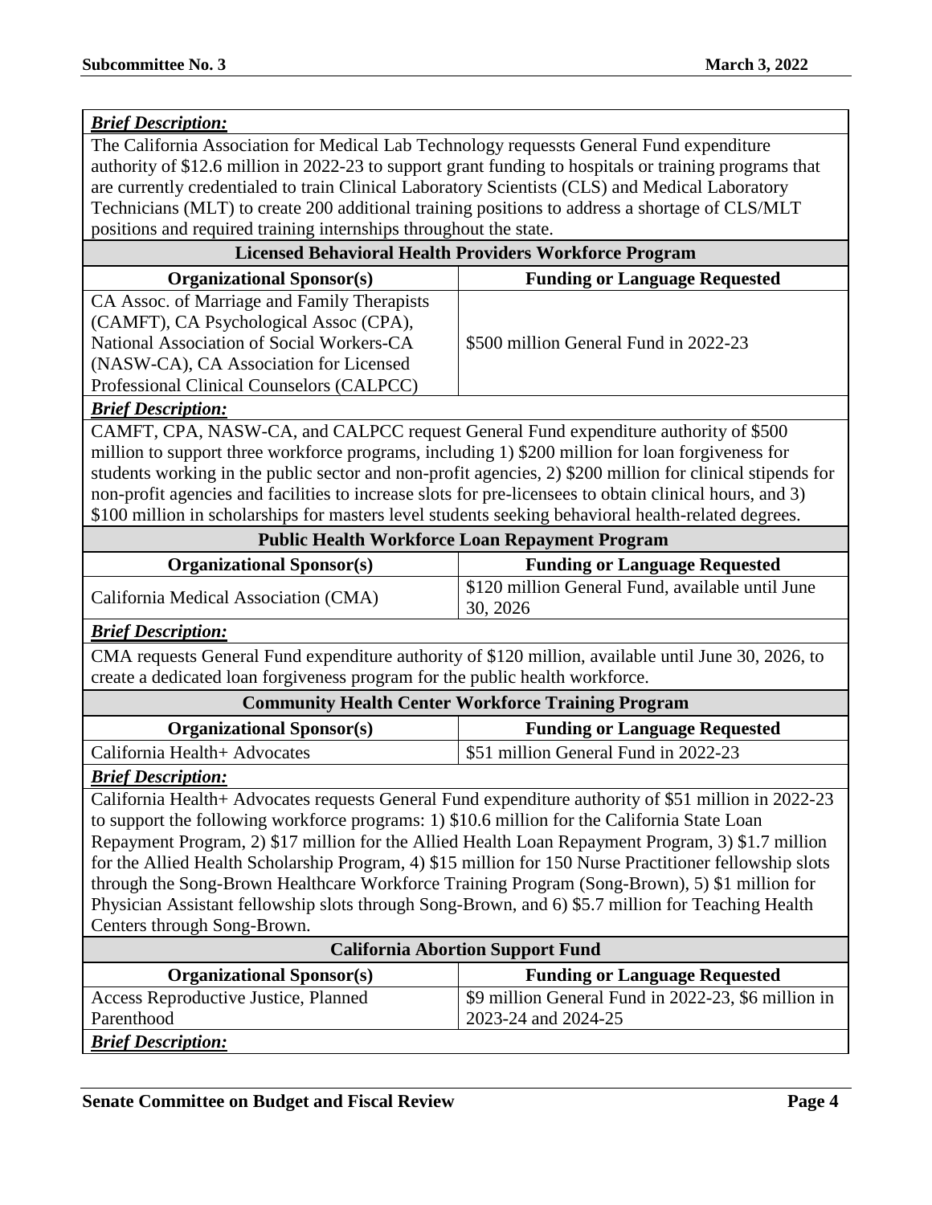***Brief Description:***

The California Association for Medical Lab Technology requessts General Fund expenditure authority of $12.6 million in 2022-23 to support grant funding to hospitals or training programs that are currently credentialed to train Clinical Laboratory Scientists (CLS) and Medical Laboratory Technicians (MLT) to create 200 additional training positions to address a shortage of CLS/MLT positions and required training internships throughout the state.

### Licensed Behavioral Health Providers Workforce Program

| Organizational Sponsor(s) | Funding or Language Requested |
|---|---|
| CA Assoc. of Marriage and Family Therapists (CAMFT), CA Psychological Assoc (CPA), National Association of Social Workers-CA (NASW-CA), CA Association for Licensed Professional Clinical Counselors (CALPCC) | $500 million General Fund in 2022-23 |

***Brief Description:***

CAMFT, CPA, NASW-CA, and CALPCC request General Fund expenditure authority of $500 million to support three workforce programs, including 1) $200 million for loan forgiveness for students working in the public sector and non-profit agencies, 2) $200 million for clinical stipends for non-profit agencies and facilities to increase slots for pre-licensees to obtain clinical hours, and 3) $100 million in scholarships for masters level students seeking behavioral health-related degrees.

### Public Health Workforce Loan Repayment Program

| Organizational Sponsor(s) | Funding or Language Requested |
|---|---|
| California Medical Association (CMA) | $120 million General Fund, available until June 30, 2026 |

***Brief Description:***

CMA requests General Fund expenditure authority of $120 million, available until June 30, 2026, to create a dedicated loan forgiveness program for the public health workforce.

### Community Health Center Workforce Training Program

| Organizational Sponsor(s) | Funding or Language Requested |
|---|---|
| California Health+ Advocates | $51 million General Fund in 2022-23 |

***Brief Description:***

California Health+ Advocates requests General Fund expenditure authority of $51 million in 2022-23 to support the following workforce programs: 1) $10.6 million for the California State Loan Repayment Program, 2) $17 million for the Allied Health Loan Repayment Program, 3) $1.7 million for the Allied Health Scholarship Program, 4) $15 million for 150 Nurse Practitioner fellowship slots through the Song-Brown Healthcare Workforce Training Program (Song-Brown), 5) $1 million for Physician Assistant fellowship slots through Song-Brown, and 6) $5.7 million for Teaching Health Centers through Song-Brown.

### California Abortion Support Fund

| Organizational Sponsor(s) | Funding or Language Requested |
|---|---|
| Access Reproductive Justice, Planned Parenthood | $9 million General Fund in 2022-23, $6 million in 2023-24 and 2024-25 |

***Brief Description:***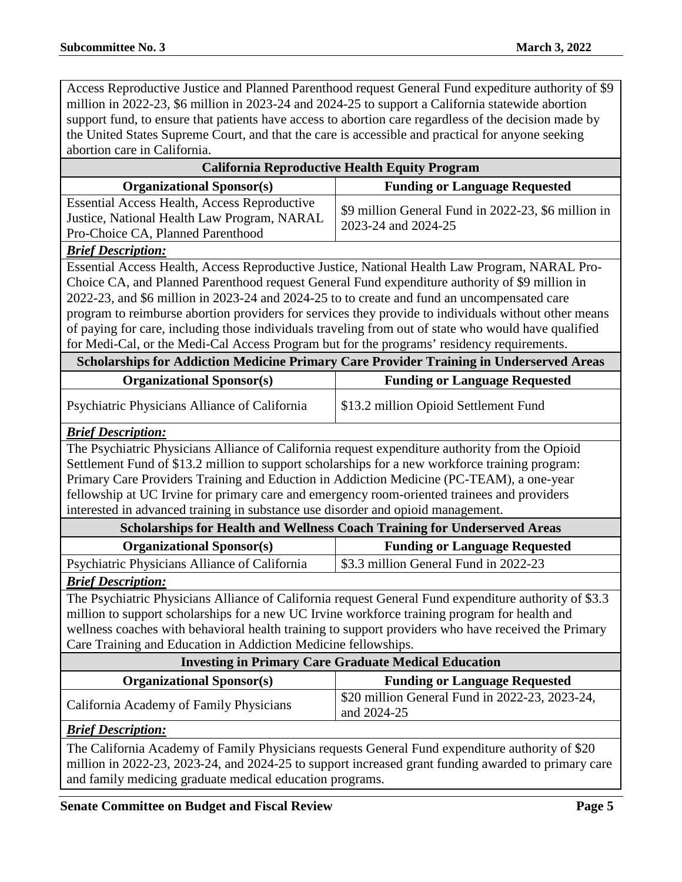Access Reproductive Justice and Planned Parenthood request General Fund expediture authority of $9 million in 2022-23, $6 million in 2023-24 and 2024-25 to support a California statewide abortion support fund, to ensure that patients have access to abortion care regardless of the decision made by the United States Supreme Court, and that the care is accessible and practical for anyone seeking abortion care in California.

### California Reproductive Health Equity Program

| Organizational Sponsor(s) | Funding or Language Requested |
|---|---|
| Essential Access Health, Access Reproductive Justice, National Health Law Program, NARAL Pro-Choice CA, Planned Parenthood | $9 million General Fund in 2022-23, $6 million in 2023-24 and 2024-25 |

***Brief Description:***

Essential Access Health, Access Reproductive Justice, National Health Law Program, NARAL Pro-Choice CA, and Planned Parenthood request General Fund expenditure authority of $9 million in 2022-23, and $6 million in 2023-24 and 2024-25 to to create and fund an uncompensated care program to reimburse abortion providers for services they provide to individuals without other means of paying for care, including those individuals traveling from out of state who would have qualified for Medi-Cal, or the Medi-Cal Access Program but for the programs' residency requirements.

### Scholarships for Addiction Medicine Primary Care Provider Training in Underserved Areas

| Organizational Sponsor(s) | Funding or Language Requested |
|---|---|
| Psychiatric Physicians Alliance of California | $13.2 million Opioid Settlement Fund |

***Brief Description:***

The Psychiatric Physicians Alliance of California request expenditure authority from the Opioid Settlement Fund of $13.2 million to support scholarships for a new workforce training program: Primary Care Providers Training and Eduction in Addiction Medicine (PC-TEAM), a one-year fellowship at UC Irvine for primary care and emergency room-oriented trainees and providers interested in advanced training in substance use disorder and opioid management.

### Scholarships for Health and Wellness Coach Training for Underserved Areas

| Organizational Sponsor(s) | Funding or Language Requested |
|---|---|
| Psychiatric Physicians Alliance of California | $3.3 million General Fund in 2022-23 |

***Brief Description:***

The Psychiatric Physicians Alliance of California request General Fund expenditure authority of $3.3 million to support scholarships for a new UC Irvine workforce training program for health and wellness coaches with behavioral health training to support providers who have received the Primary Care Training and Education in Addiction Medicine fellowships.

### Investing in Primary Care Graduate Medical Education

| Organizational Sponsor(s) | Funding or Language Requested |
|---|---|
| California Academy of Family Physicians | $20 million General Fund in 2022-23, 2023-24, and 2024-25 |

***Brief Description:***

The California Academy of Family Physicians requests General Fund expenditure authority of $20 million in 2022-23, 2023-24, and 2024-25 to support increased grant funding awarded to primary care and family medicing graduate medical education programs.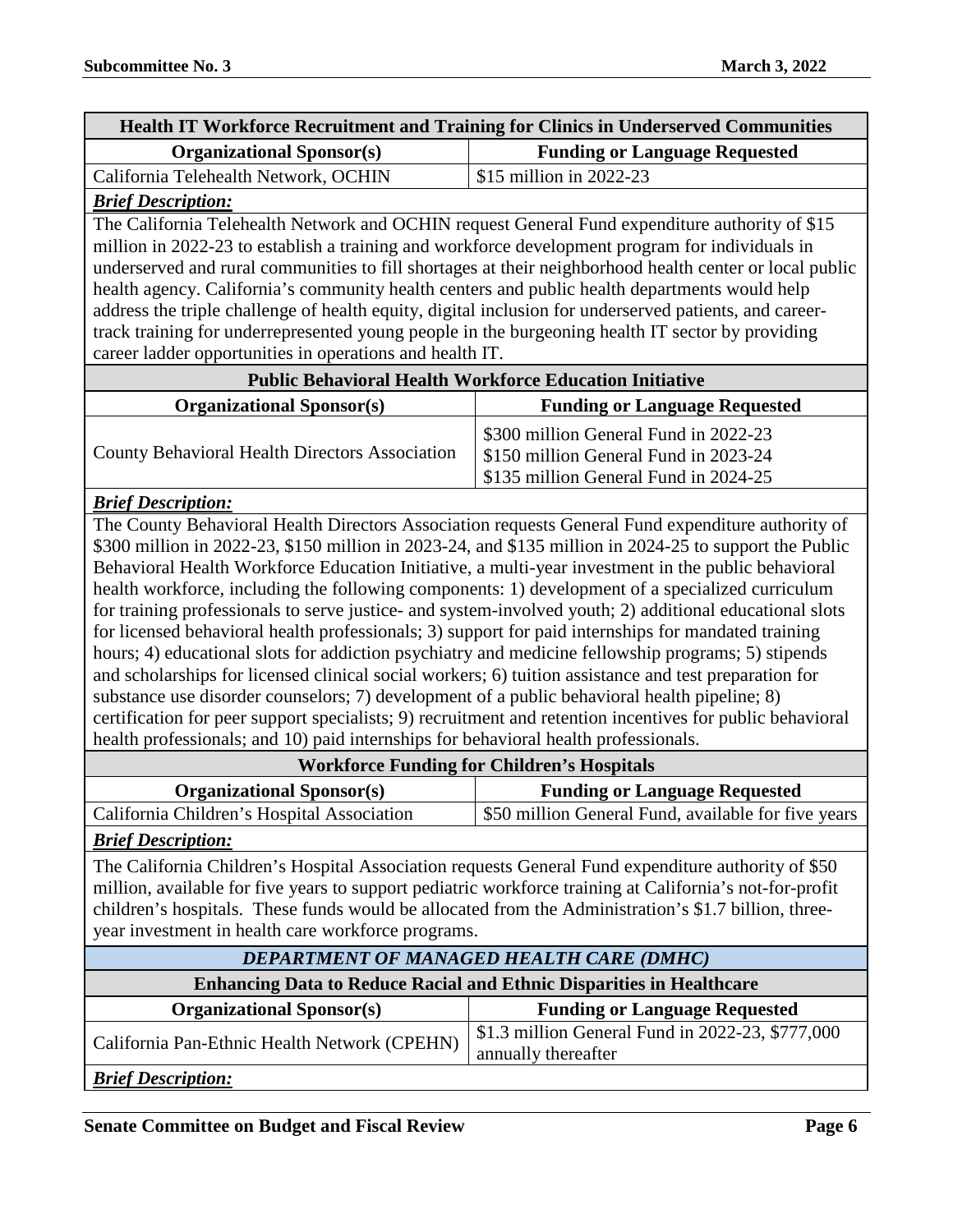### Health IT Workforce Recruitment and Training for Clinics in Underserved Communities

| Organizational Sponsor(s) | Funding or Language Requested |
|---|---|
| California Telehealth Network, OCHIN | $15 million in 2022-23 |

***Brief Description:***

The California Telehealth Network and OCHIN request General Fund expenditure authority of $15 million in 2022-23 to establish a training and workforce development program for individuals in underserved and rural communities to fill shortages at their neighborhood health center or local public health agency. California's community health centers and public health departments would help address the triple challenge of health equity, digital inclusion for underserved patients, and career-track training for underrepresented young people in the burgeoning health IT sector by providing career ladder opportunities in operations and health IT.

### Public Behavioral Health Workforce Education Initiative

| Organizational Sponsor(s) | Funding or Language Requested |
|---|---|
| County Behavioral Health Directors Association | $300 million General Fund in 2022-23<br>$150 million General Fund in 2023-24<br>$135 million General Fund in 2024-25 |

***Brief Description:***

The County Behavioral Health Directors Association requests General Fund expenditure authority of $300 million in 2022-23, $150 million in 2023-24, and $135 million in 2024-25 to support the Public Behavioral Health Workforce Education Initiative, a multi-year investment in the public behavioral health workforce, including the following components: 1) development of a specialized curriculum for training professionals to serve justice- and system-involved youth; 2) additional educational slots for licensed behavioral health professionals; 3) support for paid internships for mandated training hours; 4) educational slots for addiction psychiatry and medicine fellowship programs; 5) stipends and scholarships for licensed clinical social workers; 6) tuition assistance and test preparation for substance use disorder counselors; 7) development of a public behavioral health pipeline; 8) certification for peer support specialists; 9) recruitment and retention incentives for public behavioral health professionals; and 10) paid internships for behavioral health professionals.

### Workforce Funding for Children's Hospitals

| Organizational Sponsor(s) | Funding or Language Requested |
|---|---|
| California Children's Hospital Association | $50 million General Fund, available for five years |

***Brief Description:***

The California Children's Hospital Association requests General Fund expenditure authority of $50 million, available for five years to support pediatric workforce training at California's not-for-profit children's hospitals. These funds would be allocated from the Administration's $1.7 billion, three-year investment in health care workforce programs.

## *DEPARTMENT OF MANAGED HEALTH CARE (DMHC)*

### Enhancing Data to Reduce Racial and Ethnic Disparities in Healthcare

| Organizational Sponsor(s) | Funding or Language Requested |
|---|---|
| California Pan-Ethnic Health Network (CPEHN) | $1.3 million General Fund in 2022-23, $777,000 annually thereafter |

***Brief Description:***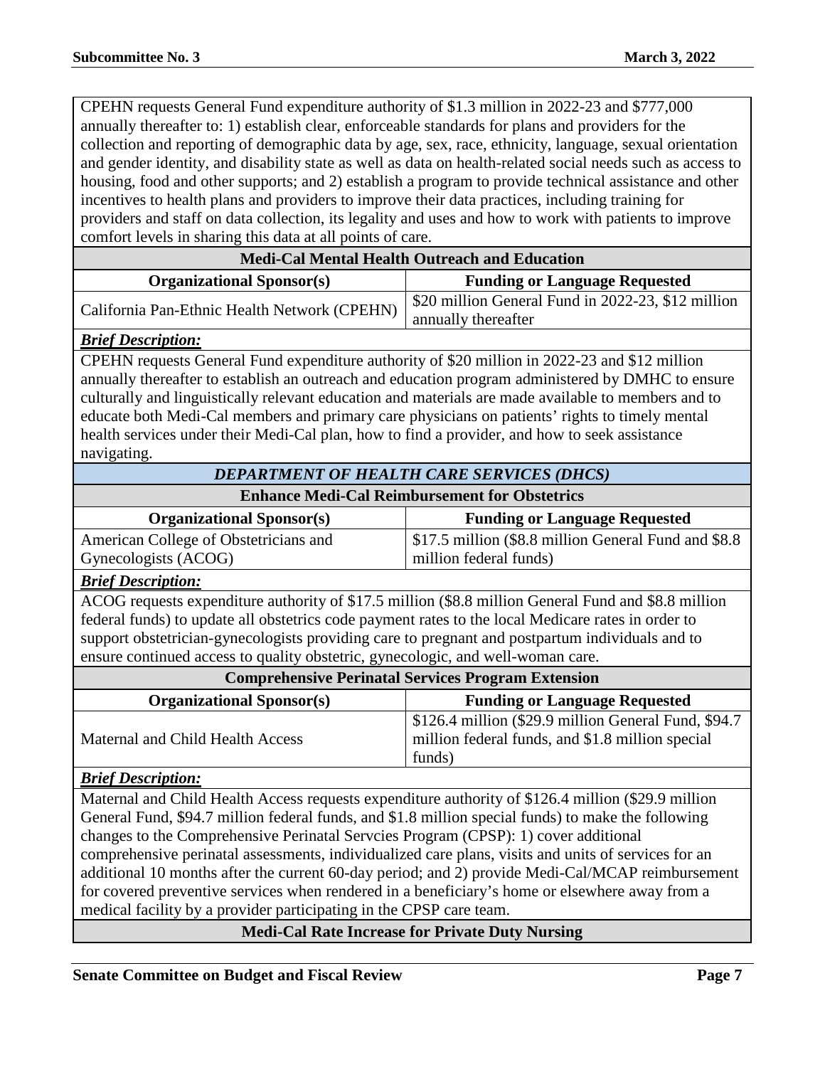CPEHN requests General Fund expenditure authority of $1.3 million in 2022-23 and $777,000 annually thereafter to: 1) establish clear, enforceable standards for plans and providers for the collection and reporting of demographic data by age, sex, race, ethnicity, language, sexual orientation and gender identity, and disability state as well as data on health-related social needs such as access to housing, food and other supports; and 2) establish a program to provide technical assistance and other incentives to health plans and providers to improve their data practices, including training for providers and staff on data collection, its legality and uses and how to work with patients to improve comfort levels in sharing this data at all points of care.

**Medi-Cal Mental Health Outreach and Education**

| Organizational Sponsor(s) | Funding or Language Requested |
|---|---|
| California Pan-Ethnic Health Network (CPEHN) | $20 million General Fund in 2022-23, $12 million annually thereafter |

***Brief Description:***

CPEHN requests General Fund expenditure authority of $20 million in 2022-23 and $12 million annually thereafter to establish an outreach and education program administered by DMHC to ensure culturally and linguistically relevant education and materials are made available to members and to educate both Medi-Cal members and primary care physicians on patients' rights to timely mental health services under their Medi-Cal plan, how to find a provider, and how to seek assistance navigating.

***DEPARTMENT OF HEALTH CARE SERVICES (DHCS)***

**Enhance Medi-Cal Reimbursement for Obstetrics**

| Organizational Sponsor(s) | Funding or Language Requested |
|---|---|
| American College of Obstetricians and Gynecologists (ACOG) | $17.5 million ($8.8 million General Fund and $8.8 million federal funds) |

***Brief Description:***

ACOG requests expenditure authority of $17.5 million ($8.8 million General Fund and $8.8 million federal funds) to update all obstetrics code payment rates to the local Medicare rates in order to support obstetrician-gynecologists providing care to pregnant and postpartum individuals and to ensure continued access to quality obstetric, gynecologic, and well-woman care.

**Comprehensive Perinatal Services Program Extension**

| Organizational Sponsor(s) | Funding or Language Requested |
|---|---|
| Maternal and Child Health Access | $126.4 million ($29.9 million General Fund, $94.7 million federal funds, and $1.8 million special funds) |

***Brief Description:***

Maternal and Child Health Access requests expenditure authority of $126.4 million ($29.9 million General Fund, $94.7 million federal funds, and $1.8 million special funds) to make the following changes to the Comprehensive Perinatal Servcies Program (CPSP): 1) cover additional comprehensive perinatal assessments, individualized care plans, visits and units of services for an additional 10 months after the current 60-day period; and 2) provide Medi-Cal/MCAP reimbursement for covered preventive services when rendered in a beneficiary's home or elsewhere away from a medical facility by a provider participating in the CPSP care team.

**Medi-Cal Rate Increase for Private Duty Nursing**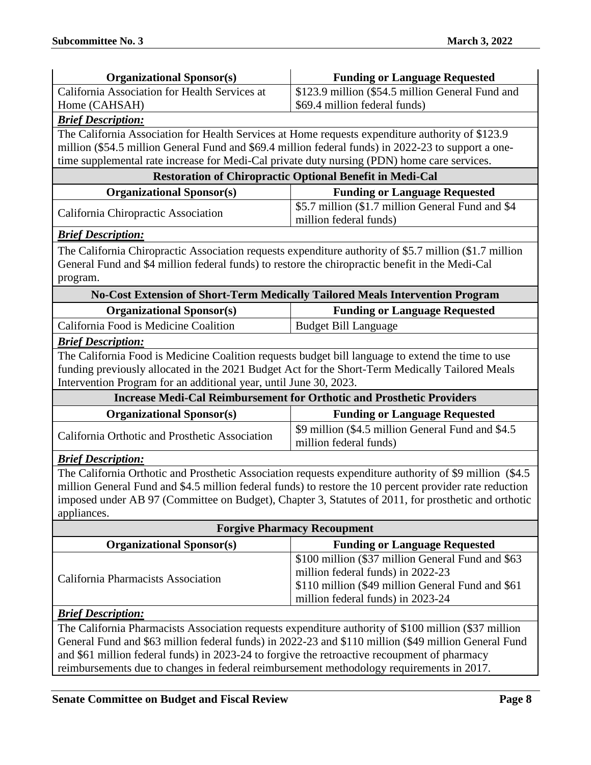| Organizational Sponsor(s) | Funding or Language Requested |
|---|---|
| California Association for Health Services at Home (CAHSAH) | $123.9 million ($54.5 million General Fund and $69.4 million federal funds) |

***Brief Description:***

The California Association for Health Services at Home requests expenditure authority of $123.9 million ($54.5 million General Fund and $69.4 million federal funds) in 2022-23 to support a one-time supplemental rate increase for Medi-Cal private duty nursing (PDN) home care services.

**Restoration of Chiropractic Optional Benefit in Medi-Cal**

| Organizational Sponsor(s) | Funding or Language Requested |
|---|---|
| California Chiropractic Association | $5.7 million ($1.7 million General Fund and $4 million federal funds) |

***Brief Description:***

The California Chiropractic Association requests expenditure authority of $5.7 million ($1.7 million General Fund and $4 million federal funds) to restore the chiropractic benefit in the Medi-Cal program.

**No-Cost Extension of Short-Term Medically Tailored Meals Intervention Program**

| Organizational Sponsor(s) | Funding or Language Requested |
|---|---|
| California Food is Medicine Coalition | Budget Bill Language |

***Brief Description:***

The California Food is Medicine Coalition requests budget bill language to extend the time to use funding previously allocated in the 2021 Budget Act for the Short-Term Medically Tailored Meals Intervention Program for an additional year, until June 30, 2023.

**Increase Medi-Cal Reimbursement for Orthotic and Prosthetic Providers**

| Organizational Sponsor(s) | Funding or Language Requested |
|---|---|
| California Orthotic and Prosthetic Association | $9 million ($4.5 million General Fund and $4.5 million federal funds) |

***Brief Description:***

The California Orthotic and Prosthetic Association requests expenditure authority of $9 million ($4.5 million General Fund and $4.5 million federal funds) to restore the 10 percent provider rate reduction imposed under AB 97 (Committee on Budget), Chapter 3, Statutes of 2011, for prosthetic and orthotic appliances.

**Forgive Pharmacy Recoupment**

| Organizational Sponsor(s) | Funding or Language Requested |
|---|---|
| California Pharmacists Association | $100 million ($37 million General Fund and $63 million federal funds) in 2022-23<br>$110 million ($49 million General Fund and $61 million federal funds) in 2023-24 |

***Brief Description:***

The California Pharmacists Association requests expenditure authority of $100 million ($37 million General Fund and $63 million federal funds) in 2022-23 and $110 million ($49 million General Fund and $61 million federal funds) in 2023-24 to forgive the retroactive recoupment of pharmacy reimbursements due to changes in federal reimbursement methodology requirements in 2017.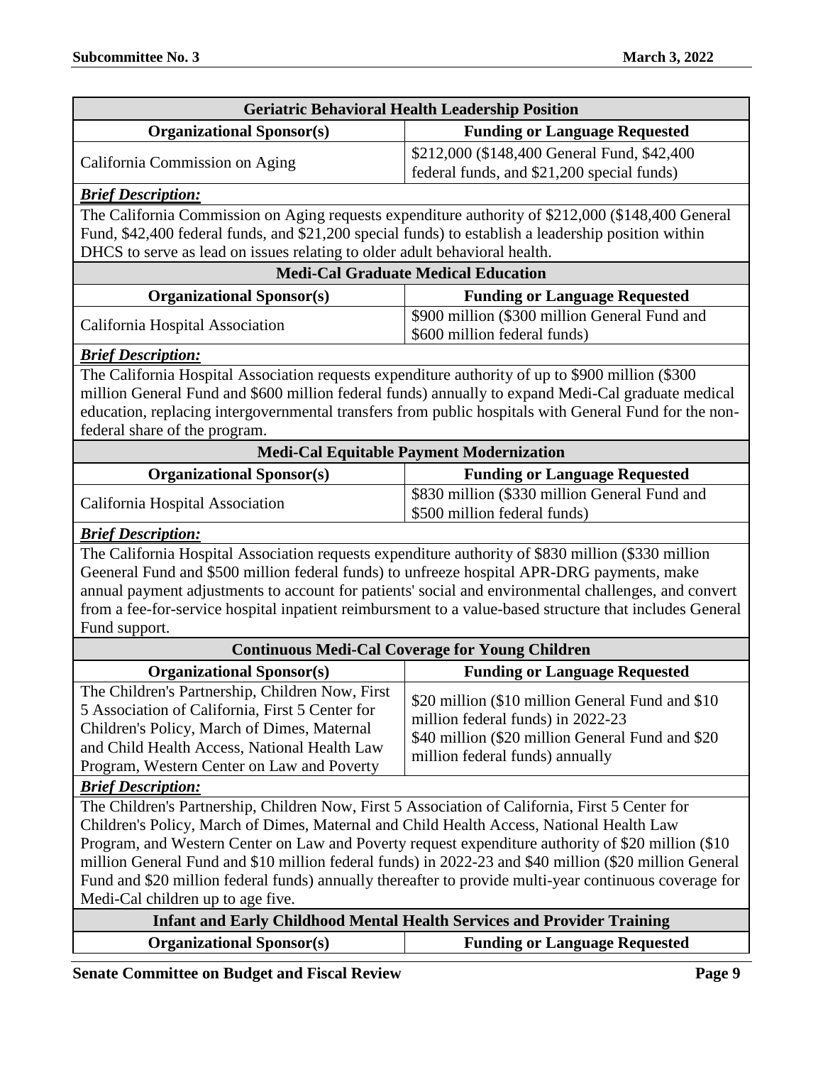| Geriatric Behavioral Health Leadership Position | |
|---|---|
| **Organizational Sponsor(s)** | **Funding or Language Requested** |
| California Commission on Aging | \$212,000 (\$148,400 General Fund, \$42,400 federal funds, and \$21,200 special funds) |
| ***Brief Description:*** | |
| The California Commission on Aging requests expenditure authority of \$212,000 (\$148,400 General Fund, \$42,400 federal funds, and \$21,200 special funds) to establish a leadership position within DHCS to serve as lead on issues relating to older adult behavioral health. | |

| Medi-Cal Graduate Medical Education | |
|---|---|
| **Organizational Sponsor(s)** | **Funding or Language Requested** |
| California Hospital Association | \$900 million (\$300 million General Fund and \$600 million federal funds) |
| ***Brief Description:*** | |
| The California Hospital Association requests expenditure authority of up to \$900 million (\$300 million General Fund and \$600 million federal funds) annually to expand Medi-Cal graduate medical education, replacing intergovernmental transfers from public hospitals with General Fund for the non-federal share of the program. | |

| Medi-Cal Equitable Payment Modernization | |
|---|---|
| **Organizational Sponsor(s)** | **Funding or Language Requested** |
| California Hospital Association | \$830 million (\$330 million General Fund and \$500 million federal funds) |
| ***Brief Description:*** | |
| The California Hospital Association requests expenditure authority of \$830 million (\$330 million Geeneral Fund and \$500 million federal funds) to unfreeze hospital APR-DRG payments, make annual payment adjustments to account for patients' social and environmental challenges, and convert from a fee-for-service hospital inpatient reimbursment to a value-based structure that includes General Fund support. | |

| Continuous Medi-Cal Coverage for Young Children | |
|---|---|
| **Organizational Sponsor(s)** | **Funding or Language Requested** |
| The Children's Partnership, Children Now, First 5 Association of California, First 5 Center for Children's Policy, March of Dimes, Maternal and Child Health Access, National Health Law Program, Western Center on Law and Poverty | \$20 million (\$10 million General Fund and \$10 million federal funds) in 2022-23<br>\$40 million (\$20 million General Fund and \$20 million federal funds) annually |
| ***Brief Description:*** | |
| The Children's Partnership, Children Now, First 5 Association of California, First 5 Center for Children's Policy, March of Dimes, Maternal and Child Health Access, National Health Law Program, and Western Center on Law and Poverty request expenditure authority of \$20 million (\$10 million General Fund and \$10 million federal funds) in 2022-23 and \$40 million (\$20 million General Fund and \$20 million federal funds) annually thereafter to provide multi-year continuous coverage for Medi-Cal children up to age five. | |

| Infant and Early Childhood Mental Health Services and Provider Training | |
|---|---|
| **Organizational Sponsor(s)** | **Funding or Language Requested** |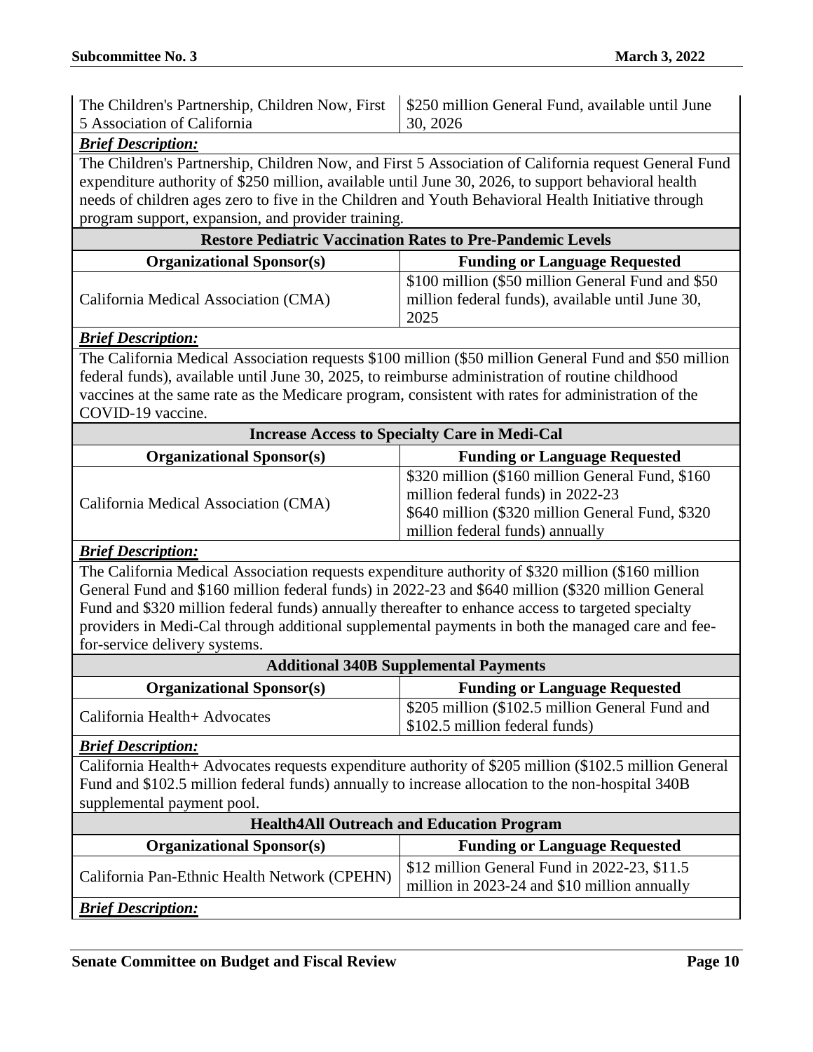| The Children's Partnership, Children Now, First 5 Association of California | \$250 million General Fund, available until June 30, 2026 |
|---|---|

***Brief Description:***

The Children's Partnership, Children Now, and First 5 Association of California request General Fund expenditure authority of \$250 million, available until June 30, 2026, to support behavioral health needs of children ages zero to five in the Children and Youth Behavioral Health Initiative through program support, expansion, and provider training.

### Restore Pediatric Vaccination Rates to Pre-Pandemic Levels

| Organizational Sponsor(s) | Funding or Language Requested |
|---|---|
| California Medical Association (CMA) | \$100 million (\$50 million General Fund and \$50 million federal funds), available until June 30, 2025 |

***Brief Description:***

The California Medical Association requests \$100 million (\$50 million General Fund and \$50 million federal funds), available until June 30, 2025, to reimburse administration of routine childhood vaccines at the same rate as the Medicare program, consistent with rates for administration of the COVID-19 vaccine.

### Increase Access to Specialty Care in Medi-Cal

| Organizational Sponsor(s) | Funding or Language Requested |
|---|---|
| California Medical Association (CMA) | \$320 million (\$160 million General Fund, \$160 million federal funds) in 2022-23<br>\$640 million (\$320 million General Fund, \$320 million federal funds) annually |

***Brief Description:***

The California Medical Association requests expenditure authority of \$320 million (\$160 million General Fund and \$160 million federal funds) in 2022-23 and \$640 million (\$320 million General Fund and \$320 million federal funds) annually thereafter to enhance access to targeted specialty providers in Medi-Cal through additional supplemental payments in both the managed care and fee-for-service delivery systems.

### Additional 340B Supplemental Payments

| Organizational Sponsor(s) | Funding or Language Requested |
|---|---|
| California Health+ Advocates | \$205 million (\$102.5 million General Fund and \$102.5 million federal funds) |

***Brief Description:***

California Health+ Advocates requests expenditure authority of \$205 million (\$102.5 million General Fund and \$102.5 million federal funds) annually to increase allocation to the non-hospital 340B supplemental payment pool.

### Health4All Outreach and Education Program

| Organizational Sponsor(s) | Funding or Language Requested |
|---|---|
| California Pan-Ethnic Health Network (CPEHN) | \$12 million General Fund in 2022-23, \$11.5 million in 2023-24 and \$10 million annually |

***Brief Description:***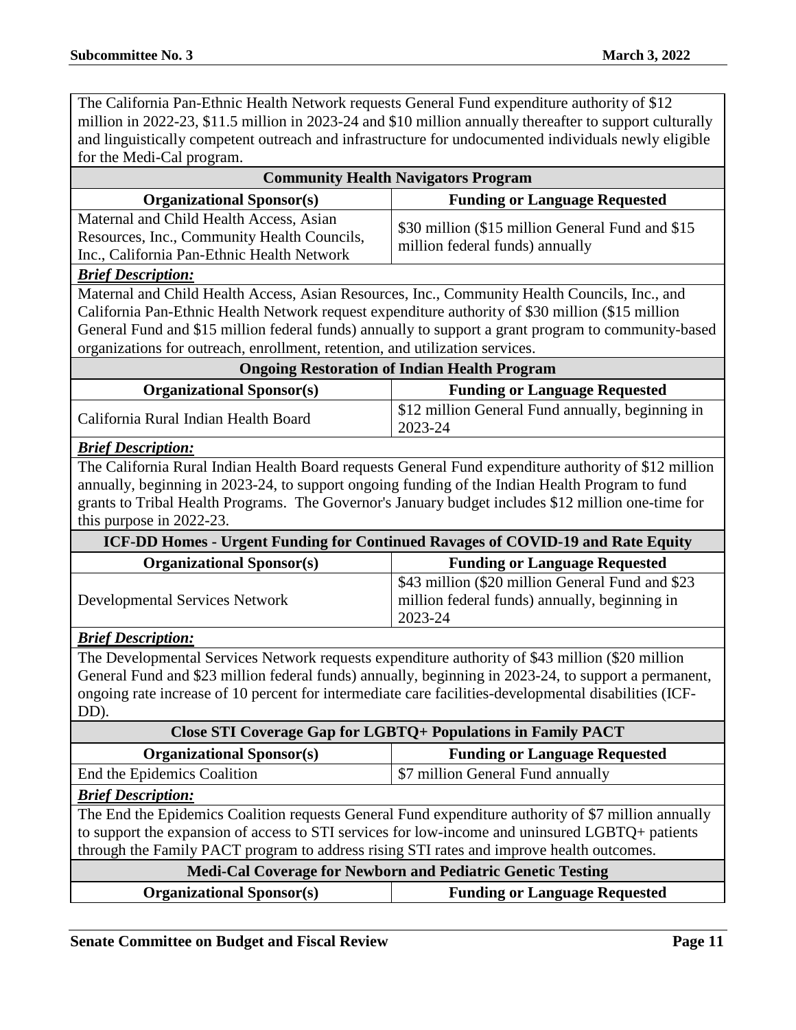The California Pan-Ethnic Health Network requests General Fund expenditure authority of $12 million in 2022-23, $11.5 million in 2023-24 and $10 million annually thereafter to support culturally and linguistically competent outreach and infrastructure for undocumented individuals newly eligible for the Medi-Cal program.

### Community Health Navigators Program

| Organizational Sponsor(s) | Funding or Language Requested |
|---|---|
| Maternal and Child Health Access, Asian Resources, Inc., Community Health Councils, Inc., California Pan-Ethnic Health Network | $30 million ($15 million General Fund and $15 million federal funds) annually |

***Brief Description:***

Maternal and Child Health Access, Asian Resources, Inc., Community Health Councils, Inc., and California Pan-Ethnic Health Network request expenditure authority of $30 million ($15 million General Fund and $15 million federal funds) annually to support a grant program to community-based organizations for outreach, enrollment, retention, and utilization services.

### Ongoing Restoration of Indian Health Program

| Organizational Sponsor(s) | Funding or Language Requested |
|---|---|
| California Rural Indian Health Board | $12 million General Fund annually, beginning in 2023-24 |

***Brief Description:***

The California Rural Indian Health Board requests General Fund expenditure authority of $12 million annually, beginning in 2023-24, to support ongoing funding of the Indian Health Program to fund grants to Tribal Health Programs. The Governor's January budget includes $12 million one-time for this purpose in 2022-23.

### ICF-DD Homes - Urgent Funding for Continued Ravages of COVID-19 and Rate Equity

| Organizational Sponsor(s) | Funding or Language Requested |
|---|---|
| Developmental Services Network | $43 million ($20 million General Fund and $23 million federal funds) annually, beginning in 2023-24 |

***Brief Description:***

The Developmental Services Network requests expenditure authority of $43 million ($20 million General Fund and $23 million federal funds) annually, beginning in 2023-24, to support a permanent, ongoing rate increase of 10 percent for intermediate care facilities-developmental disabilities (ICF-DD).

### Close STI Coverage Gap for LGBTQ+ Populations in Family PACT

| Organizational Sponsor(s) | Funding or Language Requested |
|---|---|
| End the Epidemics Coalition | $7 million General Fund annually |

***Brief Description:***

The End the Epidemics Coalition requests General Fund expenditure authority of $7 million annually to support the expansion of access to STI services for low-income and uninsured LGBTQ+ patients through the Family PACT program to address rising STI rates and improve health outcomes.

### Medi-Cal Coverage for Newborn and Pediatric Genetic Testing

| Organizational Sponsor(s) | Funding or Language Requested |
|---|---|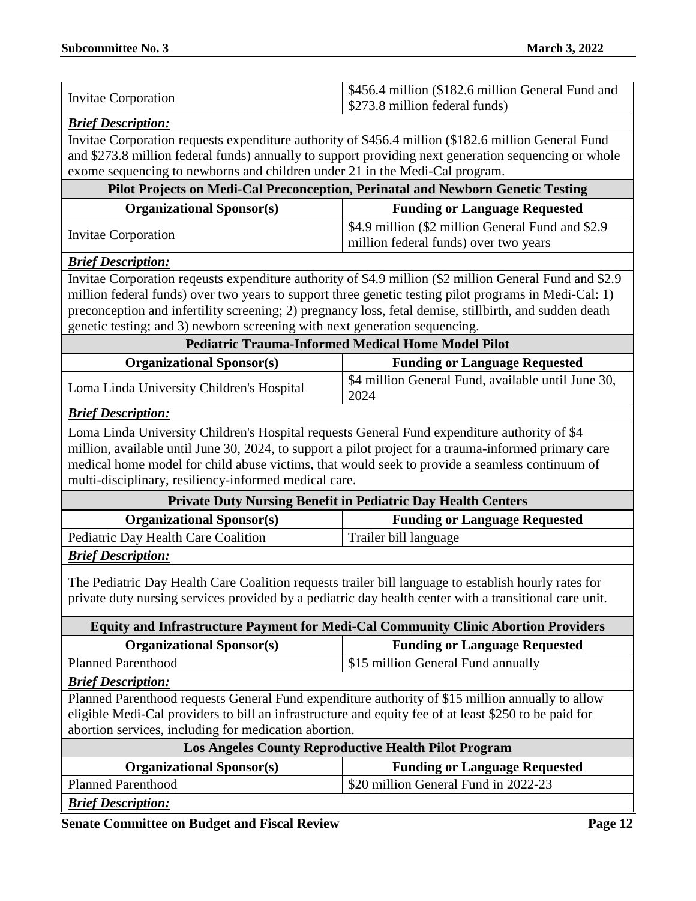| | |
|---|---|
| Invitae Corporation | \$456.4 million (\$182.6 million General Fund and \$273.8 million federal funds) |

***Brief Description:***

Invitae Corporation requests expenditure authority of \$456.4 million (\$182.6 million General Fund and \$273.8 million federal funds) annually to support providing next generation sequencing or whole exome sequencing to newborns and children under 21 in the Medi-Cal program.

**Pilot Projects on Medi-Cal Preconception, Perinatal and Newborn Genetic Testing**

| Organizational Sponsor(s) | Funding or Language Requested |
|---|---|
| Invitae Corporation | \$4.9 million (\$2 million General Fund and \$2.9 million federal funds) over two years |

***Brief Description:***

Invitae Corporation reqeusts expenditure authority of \$4.9 million (\$2 million General Fund and \$2.9 million federal funds) over two years to support three genetic testing pilot programs in Medi-Cal: 1) preconception and infertility screening; 2) pregnancy loss, fetal demise, stillbirth, and sudden death genetic testing; and 3) newborn screening with next generation sequencing.

**Pediatric Trauma-Informed Medical Home Model Pilot**

| Organizational Sponsor(s) | Funding or Language Requested |
|---|---|
| Loma Linda University Children's Hospital | \$4 million General Fund, available until June 30, 2024 |

***Brief Description:***

Loma Linda University Children's Hospital requests General Fund expenditure authority of \$4 million, available until June 30, 2024, to support a pilot project for a trauma-informed primary care medical home model for child abuse victims, that would seek to provide a seamless continuum of multi-disciplinary, resiliency-informed medical care.

**Private Duty Nursing Benefit in Pediatric Day Health Centers**

| Organizational Sponsor(s) | Funding or Language Requested |
|---|---|
| Pediatric Day Health Care Coalition | Trailer bill language |

***Brief Description:***

The Pediatric Day Health Care Coalition requests trailer bill language to establish hourly rates for private duty nursing services provided by a pediatric day health center with a transitional care unit.

**Equity and Infrastructure Payment for Medi-Cal Community Clinic Abortion Providers**

| Organizational Sponsor(s) | Funding or Language Requested |
|---|---|
| Planned Parenthood | \$15 million General Fund annually |

***Brief Description:***

Planned Parenthood requests General Fund expenditure authority of \$15 million annually to allow eligible Medi-Cal providers to bill an infrastructure and equity fee of at least \$250 to be paid for abortion services, including for medication abortion.

**Los Angeles County Reproductive Health Pilot Program**

| Organizational Sponsor(s) | Funding or Language Requested |
|---|---|
| Planned Parenthood | \$20 million General Fund in 2022-23 |

***Brief Description:***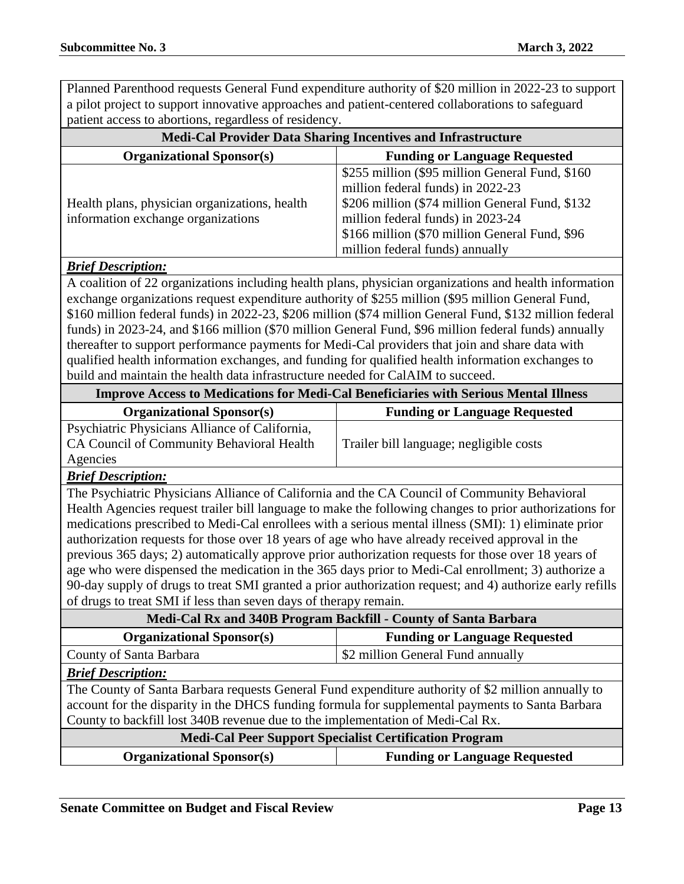Planned Parenthood requests General Fund expenditure authority of $20 million in 2022-23 to support a pilot project to support innovative approaches and patient-centered collaborations to safeguard patient access to abortions, regardless of residency.

### Medi-Cal Provider Data Sharing Incentives and Infrastructure

| Organizational Sponsor(s) | Funding or Language Requested |
| --- | --- |
| Health plans, physician organizations, health information exchange organizations | $255 million ($95 million General Fund, $160 million federal funds) in 2022-23<br>$206 million ($74 million General Fund, $132 million federal funds) in 2023-24<br>$166 million ($70 million General Fund, $96 million federal funds) annually |

***Brief Description:***

A coalition of 22 organizations including health plans, physician organizations and health information exchange organizations request expenditure authority of $255 million ($95 million General Fund, $160 million federal funds) in 2022-23, $206 million ($74 million General Fund, $132 million federal funds) in 2023-24, and $166 million ($70 million General Fund, $96 million federal funds) annually thereafter to support performance payments for Medi-Cal providers that join and share data with qualified health information exchanges, and funding for qualified health information exchanges to build and maintain the health data infrastructure needed for CalAIM to succeed.

### Improve Access to Medications for Medi-Cal Beneficiaries with Serious Mental Illness

| Organizational Sponsor(s) | Funding or Language Requested |
| --- | --- |
| Psychiatric Physicians Alliance of California, CA Council of Community Behavioral Health Agencies | Trailer bill language; negligible costs |

***Brief Description:***

The Psychiatric Physicians Alliance of California and the CA Council of Community Behavioral Health Agencies request trailer bill language to make the following changes to prior authorizations for medications prescribed to Medi-Cal enrollees with a serious mental illness (SMI): 1) eliminate prior authorization requests for those over 18 years of age who have already received approval in the previous 365 days; 2) automatically approve prior authorization requests for those over 18 years of age who were dispensed the medication in the 365 days prior to Medi-Cal enrollment; 3) authorize a 90-day supply of drugs to treat SMI granted a prior authorization request; and 4) authorize early refills of drugs to treat SMI if less than seven days of therapy remain.

### Medi-Cal Rx and 340B Program Backfill - County of Santa Barbara

| Organizational Sponsor(s) | Funding or Language Requested |
| --- | --- |
| County of Santa Barbara | $2 million General Fund annually |

***Brief Description:***

The County of Santa Barbara requests General Fund expenditure authority of $2 million annually to account for the disparity in the DHCS funding formula for supplemental payments to Santa Barbara County to backfill lost 340B revenue due to the implementation of Medi-Cal Rx.

### Medi-Cal Peer Support Specialist Certification Program

| Organizational Sponsor(s) | Funding or Language Requested |
| --- | --- |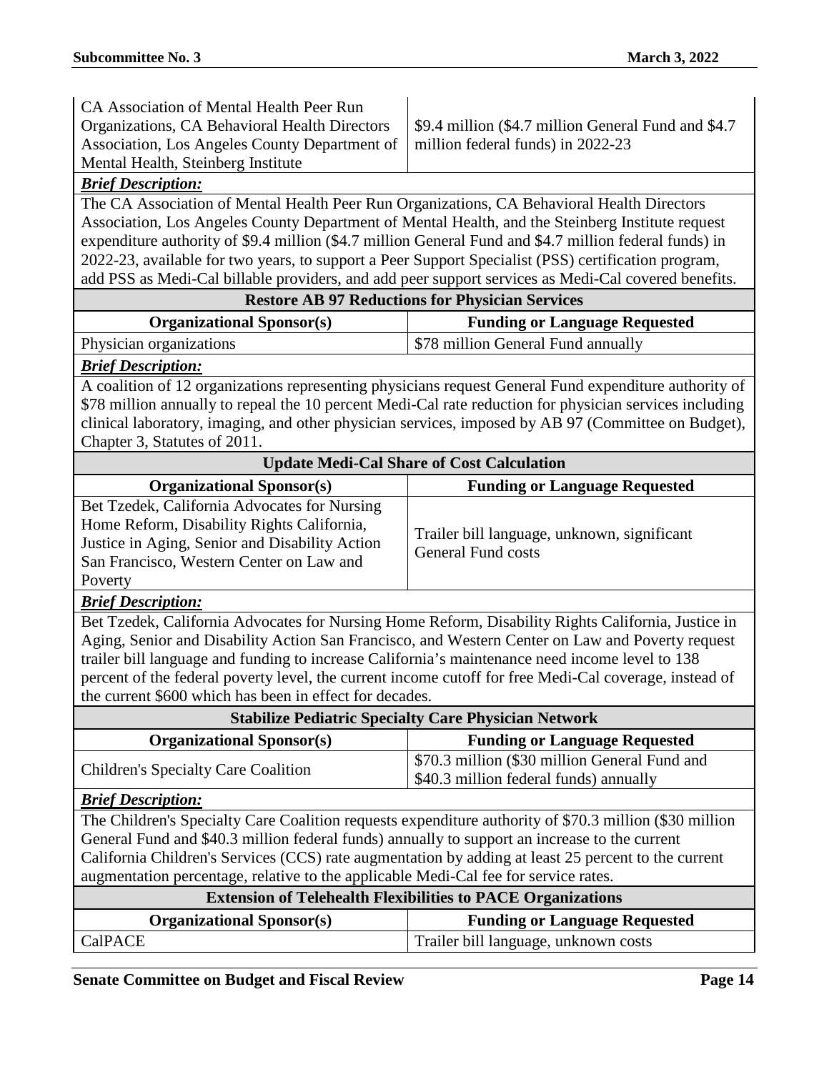| | |
|---|---|
| CA Association of Mental Health Peer Run Organizations, CA Behavioral Health Directors Association, Los Angeles County Department of Mental Health, Steinberg Institute | $9.4 million ($4.7 million General Fund and $4.7 million federal funds) in 2022-23 |

***Brief Description:***

The CA Association of Mental Health Peer Run Organizations, CA Behavioral Health Directors Association, Los Angeles County Department of Mental Health, and the Steinberg Institute request expenditure authority of $9.4 million ($4.7 million General Fund and $4.7 million federal funds) in 2022-23, available for two years, to support a Peer Support Specialist (PSS) certification program, add PSS as Medi-Cal billable providers, and add peer support services as Medi-Cal covered benefits.

**Restore AB 97 Reductions for Physician Services**

| Organizational Sponsor(s) | Funding or Language Requested |
|---|---|
| Physician organizations | $78 million General Fund annually |

***Brief Description:***

A coalition of 12 organizations representing physicians request General Fund expenditure authority of $78 million annually to repeal the 10 percent Medi-Cal rate reduction for physician services including clinical laboratory, imaging, and other physician services, imposed by AB 97 (Committee on Budget), Chapter 3, Statutes of 2011.

**Update Medi-Cal Share of Cost Calculation**

| Organizational Sponsor(s) | Funding or Language Requested |
|---|---|
| Bet Tzedek, California Advocates for Nursing Home Reform, Disability Rights California, Justice in Aging, Senior and Disability Action San Francisco, Western Center on Law and Poverty | Trailer bill language, unknown, significant General Fund costs |

***Brief Description:***

Bet Tzedek, California Advocates for Nursing Home Reform, Disability Rights California, Justice in Aging, Senior and Disability Action San Francisco, and Western Center on Law and Poverty request trailer bill language and funding to increase California's maintenance need income level to 138 percent of the federal poverty level, the current income cutoff for free Medi-Cal coverage, instead of the current $600 which has been in effect for decades.

**Stabilize Pediatric Specialty Care Physician Network**

| Organizational Sponsor(s) | Funding or Language Requested |
|---|---|
| Children's Specialty Care Coalition | $70.3 million ($30 million General Fund and $40.3 million federal funds) annually |

***Brief Description:***

The Children's Specialty Care Coalition requests expenditure authority of $70.3 million ($30 million General Fund and $40.3 million federal funds) annually to support an increase to the current California Children's Services (CCS) rate augmentation by adding at least 25 percent to the current augmentation percentage, relative to the applicable Medi-Cal fee for service rates.

**Extension of Telehealth Flexibilities to PACE Organizations**

| Organizational Sponsor(s) | Funding or Language Requested |
|---|---|
| CalPACE | Trailer bill language, unknown costs |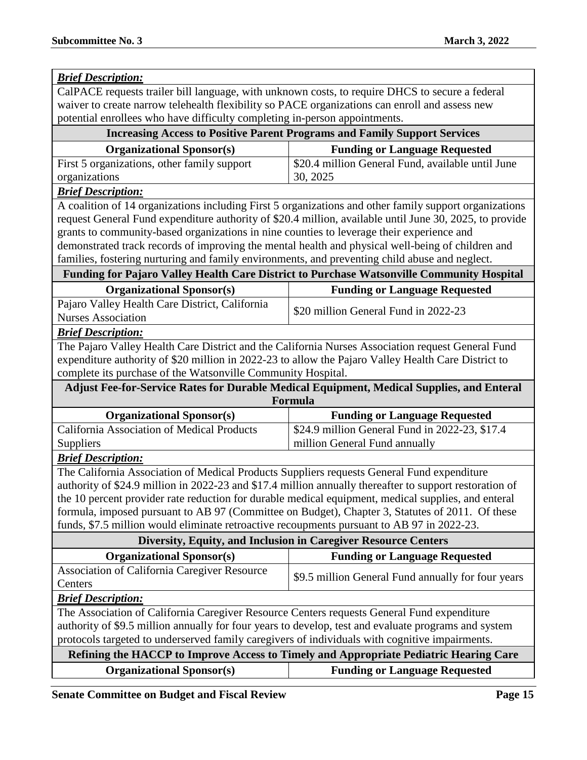***Brief Description:***

CalPACE requests trailer bill language, with unknown costs, to require DHCS to secure a federal waiver to create narrow telehealth flexibility so PACE organizations can enroll and assess new potential enrollees who have difficulty completing in-person appointments.

### Increasing Access to Positive Parent Programs and Family Support Services

| Organizational Sponsor(s) | Funding or Language Requested |
|---|---|
| First 5 organizations, other family support organizations | \$20.4 million General Fund, available until June 30, 2025 |

***Brief Description:***

A coalition of 14 organizations including First 5 organizations and other family support organizations request General Fund expenditure authority of \$20.4 million, available until June 30, 2025, to provide grants to community-based organizations in nine counties to leverage their experience and demonstrated track records of improving the mental health and physical well-being of children and families, fostering nurturing and family environments, and preventing child abuse and neglect.

### Funding for Pajaro Valley Health Care District to Purchase Watsonville Community Hospital

| Organizational Sponsor(s) | Funding or Language Requested |
|---|---|
| Pajaro Valley Health Care District, California Nurses Association | \$20 million General Fund in 2022-23 |

***Brief Description:***

The Pajaro Valley Health Care District and the California Nurses Association request General Fund expenditure authority of \$20 million in 2022-23 to allow the Pajaro Valley Health Care District to complete its purchase of the Watsonville Community Hospital.

### Adjust Fee-for-Service Rates for Durable Medical Equipment, Medical Supplies, and Enteral Formula

| Organizational Sponsor(s) | Funding or Language Requested |
|---|---|
| California Association of Medical Products Suppliers | \$24.9 million General Fund in 2022-23, \$17.4 million General Fund annually |

***Brief Description:***

The California Association of Medical Products Suppliers requests General Fund expenditure authority of \$24.9 million in 2022-23 and \$17.4 million annually thereafter to support restoration of the 10 percent provider rate reduction for durable medical equipment, medical supplies, and enteral formula, imposed pursuant to AB 97 (Committee on Budget), Chapter 3, Statutes of 2011. Of these funds, \$7.5 million would eliminate retroactive recoupments pursuant to AB 97 in 2022-23.

### Diversity, Equity, and Inclusion in Caregiver Resource Centers

| Organizational Sponsor(s) | Funding or Language Requested |
|---|---|
| Association of California Caregiver Resource Centers | \$9.5 million General Fund annually for four years |

***Brief Description:***

The Association of California Caregiver Resource Centers requests General Fund expenditure authority of \$9.5 million annually for four years to develop, test and evaluate programs and system protocols targeted to underserved family caregivers of individuals with cognitive impairments.

### Refining the HACCP to Improve Access to Timely and Appropriate Pediatric Hearing Care

| Organizational Sponsor(s) | Funding or Language Requested |
|---|---|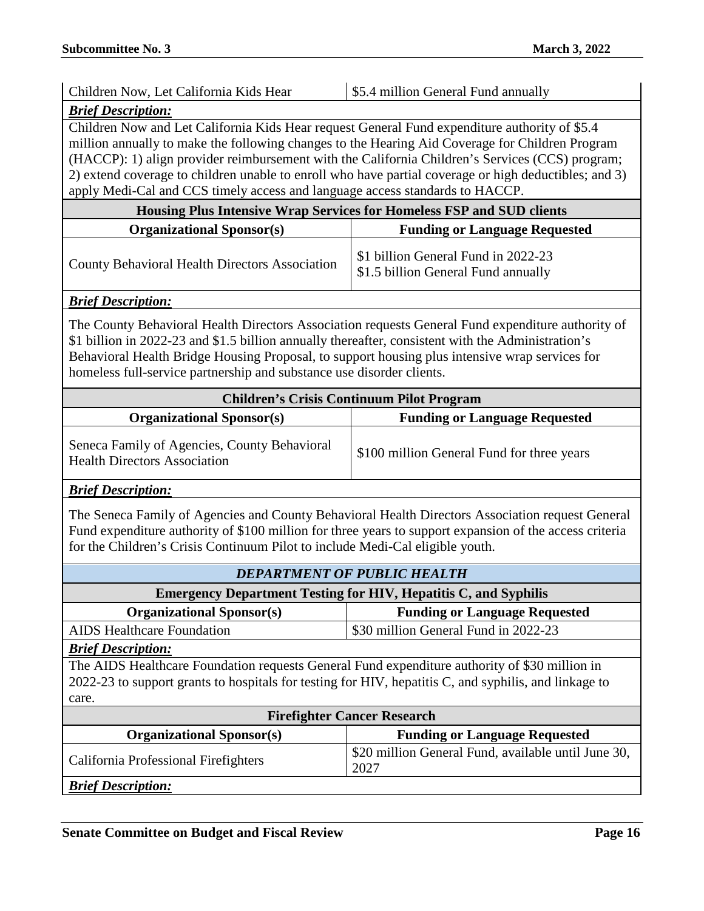| Children Now, Let California Kids Hear | $5.4 million General Fund annually |
|---|---|

***Brief Description:***

Children Now and Let California Kids Hear request General Fund expenditure authority of $5.4 million annually to make the following changes to the Hearing Aid Coverage for Children Program (HACCP): 1) align provider reimbursement with the California Children's Services (CCS) program; 2) extend coverage to children unable to enroll who have partial coverage or high deductibles; and 3) apply Medi-Cal and CCS timely access and language access standards to HACCP.

**Housing Plus Intensive Wrap Services for Homeless FSP and SUD clients**

| Organizational Sponsor(s) | Funding or Language Requested |
|---|---|
| County Behavioral Health Directors Association | $1 billion General Fund in 2022-23<br>$1.5 billion General Fund annually |

***Brief Description:***

The County Behavioral Health Directors Association requests General Fund expenditure authority of $1 billion in 2022-23 and $1.5 billion annually thereafter, consistent with the Administration's Behavioral Health Bridge Housing Proposal, to support housing plus intensive wrap services for homeless full-service partnership and substance use disorder clients.

**Children's Crisis Continuum Pilot Program**

| Organizational Sponsor(s) | Funding or Language Requested |
|---|---|
| Seneca Family of Agencies, County Behavioral Health Directors Association | $100 million General Fund for three years |

***Brief Description:***

The Seneca Family of Agencies and County Behavioral Health Directors Association request General Fund expenditure authority of $100 million for three years to support expansion of the access criteria for the Children's Crisis Continuum Pilot to include Medi-Cal eligible youth.

***DEPARTMENT OF PUBLIC HEALTH***

**Emergency Department Testing for HIV, Hepatitis C, and Syphilis**

| Organizational Sponsor(s) | Funding or Language Requested |
|---|---|
| AIDS Healthcare Foundation | $30 million General Fund in 2022-23 |

***Brief Description:***

The AIDS Healthcare Foundation requests General Fund expenditure authority of $30 million in 2022-23 to support grants to hospitals for testing for HIV, hepatitis C, and syphilis, and linkage to care.

**Firefighter Cancer Research**

| Organizational Sponsor(s) | Funding or Language Requested |
|---|---|
| California Professional Firefighters | $20 million General Fund, available until June 30, 2027 |

***Brief Description:***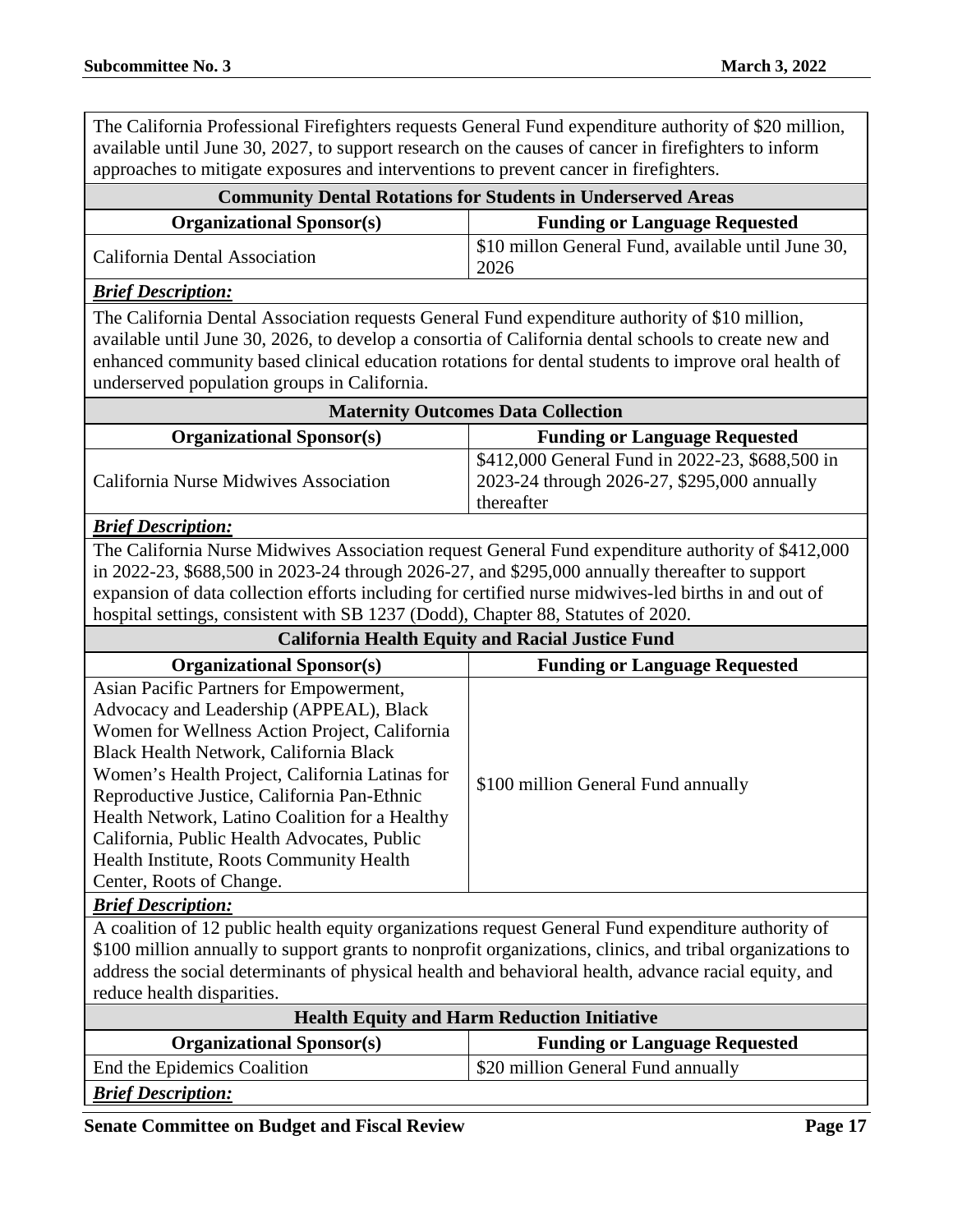The California Professional Firefighters requests General Fund expenditure authority of $20 million, available until June 30, 2027, to support research on the causes of cancer in firefighters to inform approaches to mitigate exposures and interventions to prevent cancer in firefighters.

**Community Dental Rotations for Students in Underserved Areas**

| Organizational Sponsor(s) | Funding or Language Requested |
|---|---|
| California Dental Association | $10 millon General Fund, available until June 30, 2026 |

***Brief Description:***

The California Dental Association requests General Fund expenditure authority of $10 million, available until June 30, 2026, to develop a consortia of California dental schools to create new and enhanced community based clinical education rotations for dental students to improve oral health of underserved population groups in California.

**Maternity Outcomes Data Collection**

| Organizational Sponsor(s) | Funding or Language Requested |
|---|---|
| California Nurse Midwives Association | $412,000 General Fund in 2022-23, $688,500 in 2023-24 through 2026-27, $295,000 annually thereafter |

***Brief Description:***

The California Nurse Midwives Association request General Fund expenditure authority of $412,000 in 2022-23, $688,500 in 2023-24 through 2026-27, and $295,000 annually thereafter to support expansion of data collection efforts including for certified nurse midwives-led births in and out of hospital settings, consistent with SB 1237 (Dodd), Chapter 88, Statutes of 2020.

**California Health Equity and Racial Justice Fund**

| Organizational Sponsor(s) | Funding or Language Requested |
|---|---|
| Asian Pacific Partners for Empowerment, Advocacy and Leadership (APPEAL), Black Women for Wellness Action Project, California Black Health Network, California Black Women's Health Project, California Latinas for Reproductive Justice, California Pan-Ethnic Health Network, Latino Coalition for a Healthy California, Public Health Advocates, Public Health Institute, Roots Community Health Center, Roots of Change. | $100 million General Fund annually |

***Brief Description:***

A coalition of 12 public health equity organizations request General Fund expenditure authority of $100 million annually to support grants to nonprofit organizations, clinics, and tribal organizations to address the social determinants of physical health and behavioral health, advance racial equity, and reduce health disparities.

**Health Equity and Harm Reduction Initiative**

| Organizational Sponsor(s) | Funding or Language Requested |
|---|---|
| End the Epidemics Coalition | $20 million General Fund annually |

***Brief Description:***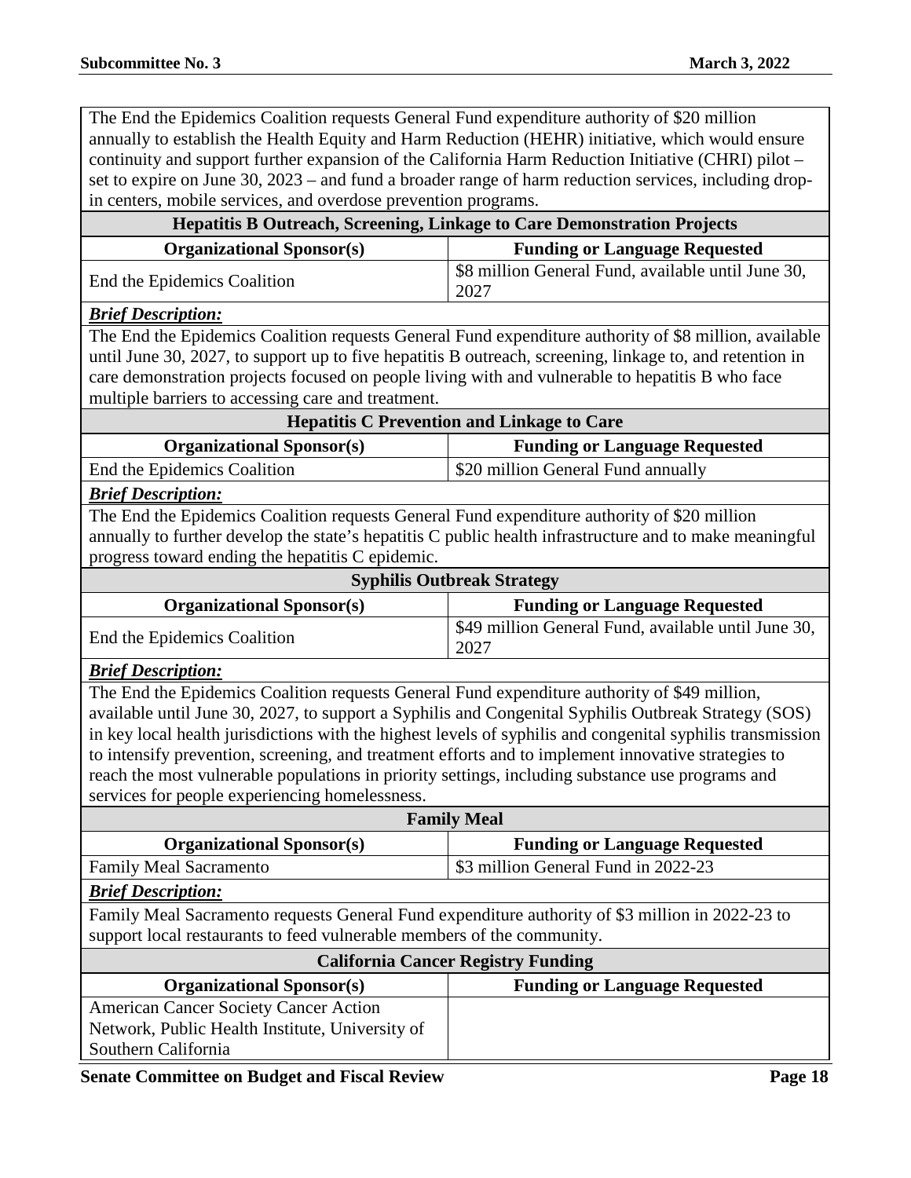The End the Epidemics Coalition requests General Fund expenditure authority of $20 million annually to establish the Health Equity and Harm Reduction (HEHR) initiative, which would ensure continuity and support further expansion of the California Harm Reduction Initiative (CHRI) pilot – set to expire on June 30, 2023 – and fund a broader range of harm reduction services, including drop-in centers, mobile services, and overdose prevention programs.

### Hepatitis B Outreach, Screening, Linkage to Care Demonstration Projects

| Organizational Sponsor(s) | Funding or Language Requested |
|---|---|
| End the Epidemics Coalition | $8 million General Fund, available until June 30, 2027 |

***Brief Description:***

The End the Epidemics Coalition requests General Fund expenditure authority of $8 million, available until June 30, 2027, to support up to five hepatitis B outreach, screening, linkage to, and retention in care demonstration projects focused on people living with and vulnerable to hepatitis B who face multiple barriers to accessing care and treatment.

### Hepatitis C Prevention and Linkage to Care

| Organizational Sponsor(s) | Funding or Language Requested |
|---|---|
| End the Epidemics Coalition | $20 million General Fund annually |

***Brief Description:***

The End the Epidemics Coalition requests General Fund expenditure authority of $20 million annually to further develop the state's hepatitis C public health infrastructure and to make meaningful progress toward ending the hepatitis C epidemic.

### Syphilis Outbreak Strategy

| Organizational Sponsor(s) | Funding or Language Requested |
|---|---|
| End the Epidemics Coalition | $49 million General Fund, available until June 30, 2027 |

***Brief Description:***

The End the Epidemics Coalition requests General Fund expenditure authority of $49 million, available until June 30, 2027, to support a Syphilis and Congenital Syphilis Outbreak Strategy (SOS) in key local health jurisdictions with the highest levels of syphilis and congenital syphilis transmission to intensify prevention, screening, and treatment efforts and to implement innovative strategies to reach the most vulnerable populations in priority settings, including substance use programs and services for people experiencing homelessness.

### Family Meal

| Organizational Sponsor(s) | Funding or Language Requested |
|---|---|
| Family Meal Sacramento | $3 million General Fund in 2022-23 |

***Brief Description:***

Family Meal Sacramento requests General Fund expenditure authority of $3 million in 2022-23 to support local restaurants to feed vulnerable members of the community.

### California Cancer Registry Funding

| Organizational Sponsor(s) | Funding or Language Requested |
|---|---|
| American Cancer Society Cancer Action Network, Public Health Institute, University of Southern California | |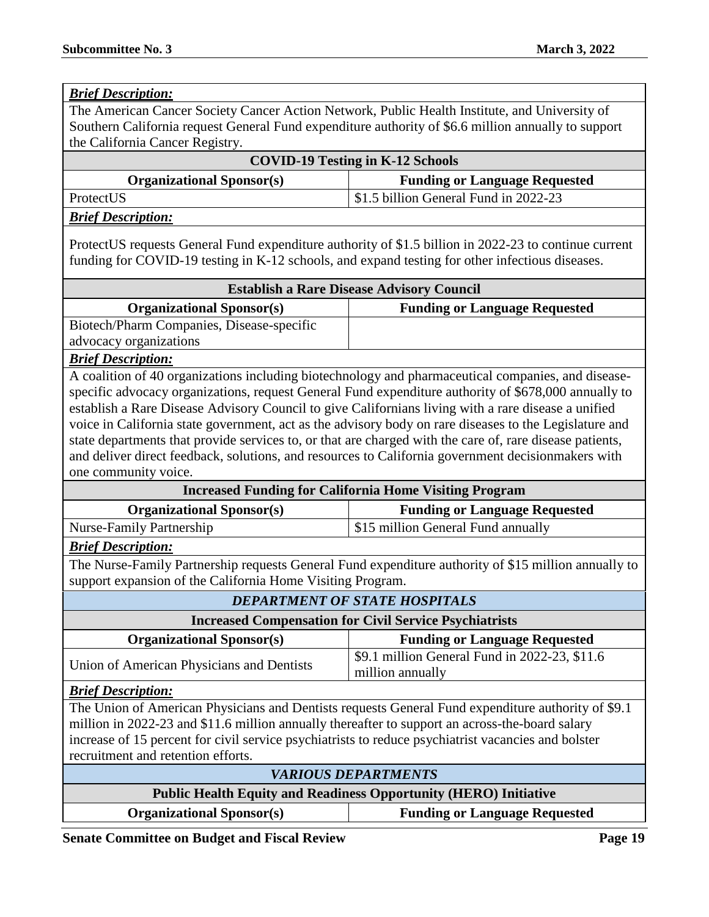***Brief Description:***

The American Cancer Society Cancer Action Network, Public Health Institute, and University of Southern California request General Fund expenditure authority of $6.6 million annually to support the California Cancer Registry.

| **COVID-19 Testing in K-12 Schools** | |
|---|---|
| **Organizational Sponsor(s)** | **Funding or Language Requested** |
| ProtectUS | $1.5 billion General Fund in 2022-23 |

***Brief Description:***

ProtectUS requests General Fund expenditure authority of $1.5 billion in 2022-23 to continue current funding for COVID-19 testing in K-12 schools, and expand testing for other infectious diseases.

| **Establish a Rare Disease Advisory Council** | |
|---|---|
| **Organizational Sponsor(s)** | **Funding or Language Requested** |
| Biotech/Pharm Companies, Disease-specific advocacy organizations | |

***Brief Description:***

A coalition of 40 organizations including biotechnology and pharmaceutical companies, and disease-specific advocacy organizations, request General Fund expenditure authority of $678,000 annually to establish a Rare Disease Advisory Council to give Californians living with a rare disease a unified voice in California state government, act as the advisory body on rare diseases to the Legislature and state departments that provide services to, or that are charged with the care of, rare disease patients, and deliver direct feedback, solutions, and resources to California government decisionmakers with one community voice.

| **Increased Funding for California Home Visiting Program** | |
|---|---|
| **Organizational Sponsor(s)** | **Funding or Language Requested** |
| Nurse-Family Partnership | $15 million General Fund annually |

***Brief Description:***

The Nurse-Family Partnership requests General Fund expenditure authority of $15 million annually to support expansion of the California Home Visiting Program.

## *DEPARTMENT OF STATE HOSPITALS*

| **Increased Compensation for Civil Service Psychiatrists** | |
|---|---|
| **Organizational Sponsor(s)** | **Funding or Language Requested** |
| Union of American Physicians and Dentists | $9.1 million General Fund in 2022-23, $11.6 million annually |

***Brief Description:***

The Union of American Physicians and Dentists requests General Fund expenditure authority of $9.1 million in 2022-23 and $11.6 million annually thereafter to support an across-the-board salary increase of 15 percent for civil service psychiatrists to reduce psychiatrist vacancies and bolster recruitment and retention efforts.

## *VARIOUS DEPARTMENTS*

| **Public Health Equity and Readiness Opportunity (HERO) Initiative** | |
|---|---|
| **Organizational Sponsor(s)** | **Funding or Language Requested** |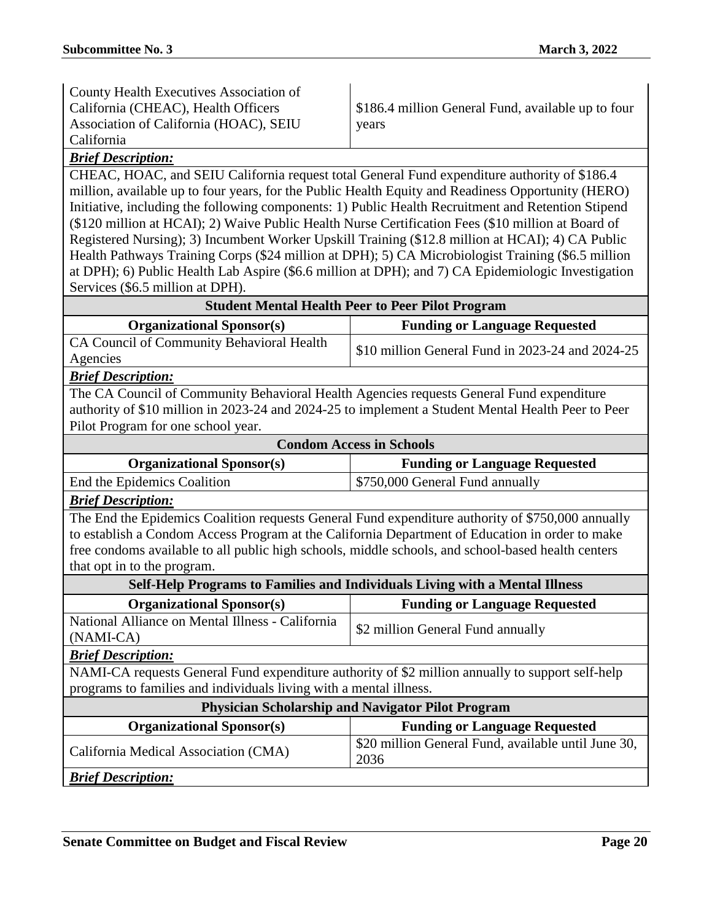| County Health Executives Association of California (CHEAC), Health Officers Association of California (HOAC), SEIU California | \$186.4 million General Fund, available up to four years |
| --- | --- |

***Brief Description:***

CHEAC, HOAC, and SEIU California request total General Fund expenditure authority of \$186.4 million, available up to four years, for the Public Health Equity and Readiness Opportunity (HERO) Initiative, including the following components: 1) Public Health Recruitment and Retention Stipend (\$120 million at HCAI); 2) Waive Public Health Nurse Certification Fees (\$10 million at Board of Registered Nursing); 3) Incumbent Worker Upskill Training (\$12.8 million at HCAI); 4) CA Public Health Pathways Training Corps (\$24 million at DPH); 5) CA Microbiologist Training (\$6.5 million at DPH); 6) Public Health Lab Aspire (\$6.6 million at DPH); and 7) CA Epidemiologic Investigation Services (\$6.5 million at DPH).

**Student Mental Health Peer to Peer Pilot Program**

| Organizational Sponsor(s) | Funding or Language Requested |
| --- | --- |
| CA Council of Community Behavioral Health Agencies | \$10 million General Fund in 2023-24 and 2024-25 |

***Brief Description:***

The CA Council of Community Behavioral Health Agencies requests General Fund expenditure authority of \$10 million in 2023-24 and 2024-25 to implement a Student Mental Health Peer to Peer Pilot Program for one school year.

**Condom Access in Schools**

| Organizational Sponsor(s) | Funding or Language Requested |
| --- | --- |
| End the Epidemics Coalition | \$750,000 General Fund annually |

***Brief Description:***

The End the Epidemics Coalition requests General Fund expenditure authority of \$750,000 annually to establish a Condom Access Program at the California Department of Education in order to make free condoms available to all public high schools, middle schools, and school-based health centers that opt in to the program.

**Self-Help Programs to Families and Individuals Living with a Mental Illness**

| Organizational Sponsor(s) | Funding or Language Requested |
| --- | --- |
| National Alliance on Mental Illness - California (NAMI-CA) | \$2 million General Fund annually |

***Brief Description:***

NAMI-CA requests General Fund expenditure authority of \$2 million annually to support self-help programs to families and individuals living with a mental illness.

**Physician Scholarship and Navigator Pilot Program**

| Organizational Sponsor(s) | Funding or Language Requested |
| --- | --- |
| California Medical Association (CMA) | \$20 million General Fund, available until June 30, 2036 |

***Brief Description:***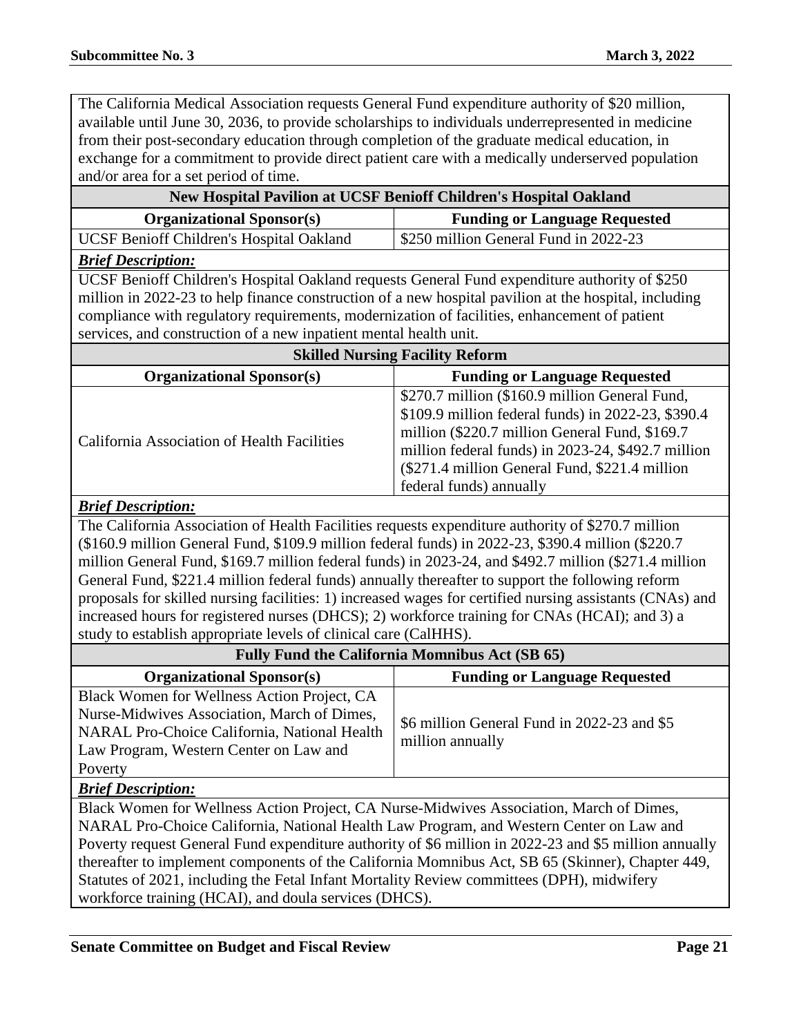The California Medical Association requests General Fund expenditure authority of $20 million, available until June 30, 2036, to provide scholarships to individuals underrepresented in medicine from their post-secondary education through completion of the graduate medical education, in exchange for a commitment to provide direct patient care with a medically underserved population and/or area for a set period of time.

### New Hospital Pavilion at UCSF Benioff Children's Hospital Oakland

| Organizational Sponsor(s) | Funding or Language Requested |
|---|---|
| UCSF Benioff Children's Hospital Oakland | $250 million General Fund in 2022-23 |

***Brief Description:***

UCSF Benioff Children's Hospital Oakland requests General Fund expenditure authority of $250 million in 2022-23 to help finance construction of a new hospital pavilion at the hospital, including compliance with regulatory requirements, modernization of facilities, enhancement of patient services, and construction of a new inpatient mental health unit.

### Skilled Nursing Facility Reform

| Organizational Sponsor(s) | Funding or Language Requested |
|---|---|
| California Association of Health Facilities | $270.7 million ($160.9 million General Fund, $109.9 million federal funds) in 2022-23, $390.4 million ($220.7 million General Fund, $169.7 million federal funds) in 2023-24, $492.7 million ($271.4 million General Fund, $221.4 million federal funds) annually |

***Brief Description:***

The California Association of Health Facilities requests expenditure authority of $270.7 million ($160.9 million General Fund, $109.9 million federal funds) in 2022-23, $390.4 million ($220.7 million General Fund, $169.7 million federal funds) in 2023-24, and $492.7 million ($271.4 million General Fund, $221.4 million federal funds) annually thereafter to support the following reform proposals for skilled nursing facilities: 1) increased wages for certified nursing assistants (CNAs) and increased hours for registered nurses (DHCS); 2) workforce training for CNAs (HCAI); and 3) a study to establish appropriate levels of clinical care (CalHHS).

### Fully Fund the California Momnibus Act (SB 65)

| Organizational Sponsor(s) | Funding or Language Requested |
|---|---|
| Black Women for Wellness Action Project, CA Nurse-Midwives Association, March of Dimes, NARAL Pro-Choice California, National Health Law Program, Western Center on Law and Poverty | $6 million General Fund in 2022-23 and $5 million annually |

***Brief Description:***

Black Women for Wellness Action Project, CA Nurse-Midwives Association, March of Dimes, NARAL Pro-Choice California, National Health Law Program, and Western Center on Law and Poverty request General Fund expenditure authority of $6 million in 2022-23 and $5 million annually thereafter to implement components of the California Momnibus Act, SB 65 (Skinner), Chapter 449, Statutes of 2021, including the Fetal Infant Mortality Review committees (DPH), midwifery workforce training (HCAI), and doula services (DHCS).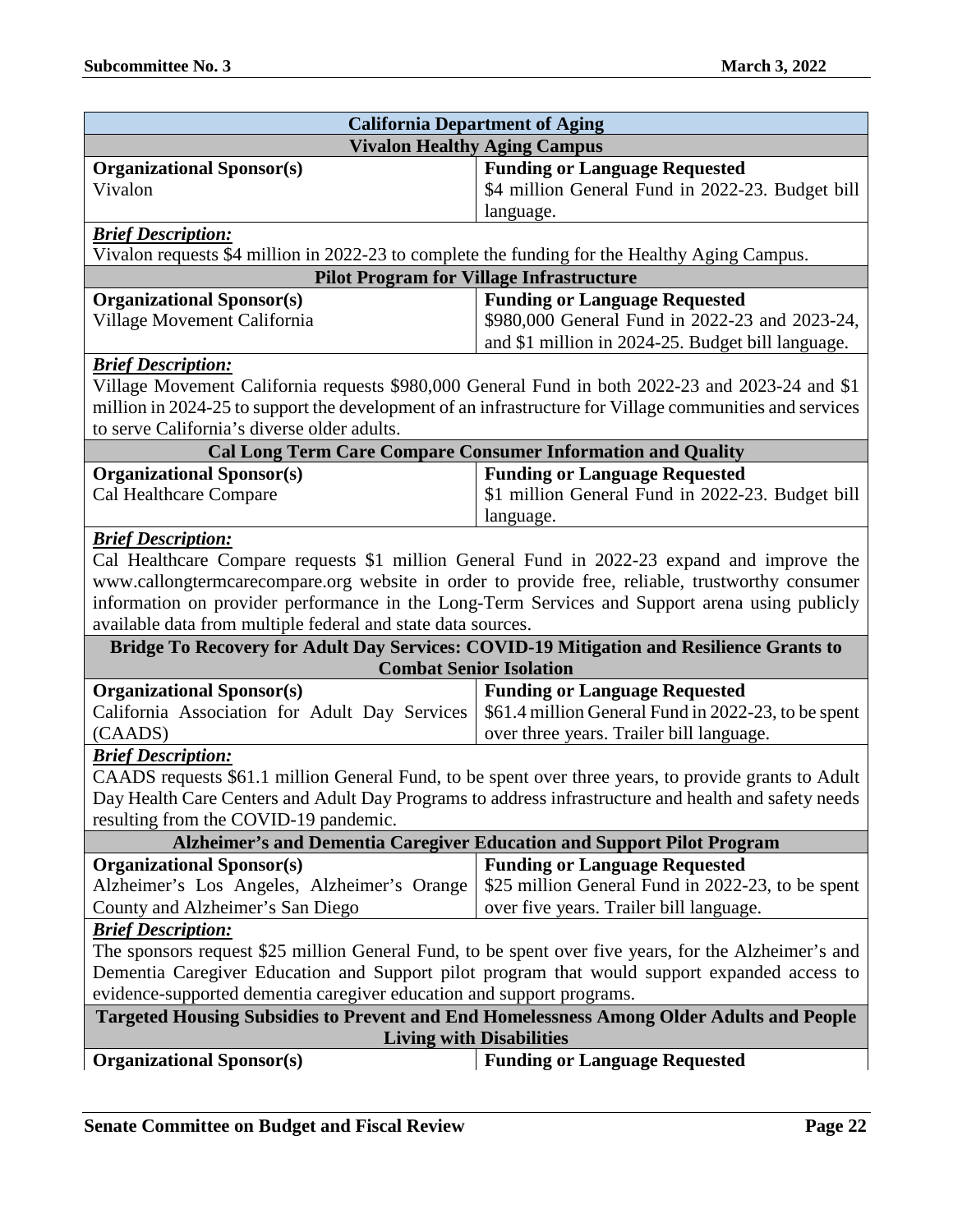| California Department of Aging | |
|---|---|
| **Vivalon Healthy Aging Campus** | |
| **Organizational Sponsor(s)**<br>Vivalon | **Funding or Language Requested**<br>$4 million General Fund in 2022-23. Budget bill language. |
| ***Brief Description:***<br>Vivalon requests $4 million in 2022-23 to complete the funding for the Healthy Aging Campus. | |
| **Pilot Program for Village Infrastructure** | |
| **Organizational Sponsor(s)**<br>Village Movement California | **Funding or Language Requested**<br>$980,000 General Fund in 2022-23 and 2023-24, and $1 million in 2024-25. Budget bill language. |
| ***Brief Description:***<br>Village Movement California requests $980,000 General Fund in both 2022-23 and 2023-24 and $1 million in 2024-25 to support the development of an infrastructure for Village communities and services to serve California's diverse older adults. | |
| **Cal Long Term Care Compare Consumer Information and Quality** | |
| **Organizational Sponsor(s)**<br>Cal Healthcare Compare | **Funding or Language Requested**<br>$1 million General Fund in 2022-23. Budget bill language. |
| ***Brief Description:***<br>Cal Healthcare Compare requests $1 million General Fund in 2022-23 expand and improve the www.callongtermcarecompare.org website in order to provide free, reliable, trustworthy consumer information on provider performance in the Long-Term Services and Support arena using publicly available data from multiple federal and state data sources. | |
| **Bridge To Recovery for Adult Day Services: COVID-19 Mitigation and Resilience Grants to Combat Senior Isolation** | |
| **Organizational Sponsor(s)**<br>California Association for Adult Day Services (CAADS) | **Funding or Language Requested**<br>$61.4 million General Fund in 2022-23, to be spent over three years. Trailer bill language. |
| ***Brief Description:***<br>CAADS requests $61.1 million General Fund, to be spent over three years, to provide grants to Adult Day Health Care Centers and Adult Day Programs to address infrastructure and health and safety needs resulting from the COVID-19 pandemic. | |
| **Alzheimer's and Dementia Caregiver Education and Support Pilot Program** | |
| **Organizational Sponsor(s)**<br>Alzheimer's Los Angeles, Alzheimer's Orange County and Alzheimer's San Diego | **Funding or Language Requested**<br>$25 million General Fund in 2022-23, to be spent over five years. Trailer bill language. |
| ***Brief Description:***<br>The sponsors request $25 million General Fund, to be spent over five years, for the Alzheimer's and Dementia Caregiver Education and Support pilot program that would support expanded access to evidence-supported dementia caregiver education and support programs. | |
| **Targeted Housing Subsidies to Prevent and End Homelessness Among Older Adults and People Living with Disabilities** | |
| **Organizational Sponsor(s)** | **Funding or Language Requested** |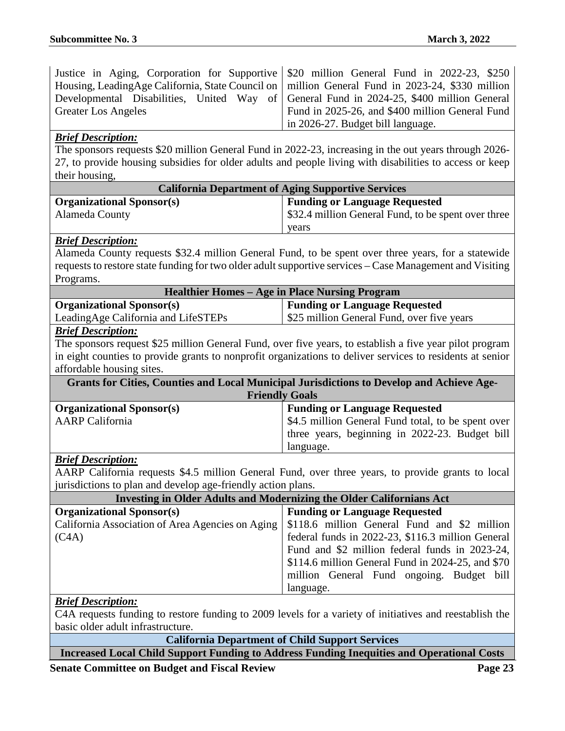| | |
|---|---|
| Justice in Aging, Corporation for Supportive Housing, LeadingAge California, State Council on Developmental Disabilities, United Way of Greater Los Angeles | $20 million General Fund in 2022-23, $250 million General Fund in 2023-24, $330 million General Fund in 2024-25, $400 million General Fund in 2025-26, and $400 million General Fund in 2026-27. Budget bill language. |

***Brief Description:***

The sponsors requests $20 million General Fund in 2022-23, increasing in the out years through 2026-27, to provide housing subsidies for older adults and people living with disabilities to access or keep their housing,

**California Department of Aging Supportive Services**

| **Organizational Sponsor(s)** | **Funding or Language Requested** |
|---|---|
| Alameda County | $32.4 million General Fund, to be spent over three years |

***Brief Description:***

Alameda County requests $32.4 million General Fund, to be spent over three years, for a statewide requests to restore state funding for two older adult supportive services – Case Management and Visiting Programs.

**Healthier Homes – Age in Place Nursing Program**

| **Organizational Sponsor(s)** | **Funding or Language Requested** |
|---|---|
| LeadingAge California and LifeSTEPs | $25 million General Fund, over five years |

***Brief Description:***

The sponsors request $25 million General Fund, over five years, to establish a five year pilot program in eight counties to provide grants to nonprofit organizations to deliver services to residents at senior affordable housing sites.

**Grants for Cities, Counties and Local Municipal Jurisdictions to Develop and Achieve Age-Friendly Goals**

| **Organizational Sponsor(s)** | **Funding or Language Requested** |
|---|---|
| AARP California | $4.5 million General Fund total, to be spent over three years, beginning in 2022-23. Budget bill language. |

***Brief Description:***

AARP California requests $4.5 million General Fund, over three years, to provide grants to local jurisdictions to plan and develop age-friendly action plans.

**Investing in Older Adults and Modernizing the Older Californians Act**

| **Organizational Sponsor(s)** | **Funding or Language Requested** |
|---|---|
| California Association of Area Agencies on Aging (C4A) | $118.6 million General Fund and $2 million federal funds in 2022-23, $116.3 million General Fund and $2 million federal funds in 2023-24, $114.6 million General Fund in 2024-25, and $70 million General Fund ongoing. Budget bill language. |

***Brief Description:***

C4A requests funding to restore funding to 2009 levels for a variety of initiatives and reestablish the basic older adult infrastructure.

**California Department of Child Support Services**

**Increased Local Child Support Funding to Address Funding Inequities and Operational Costs**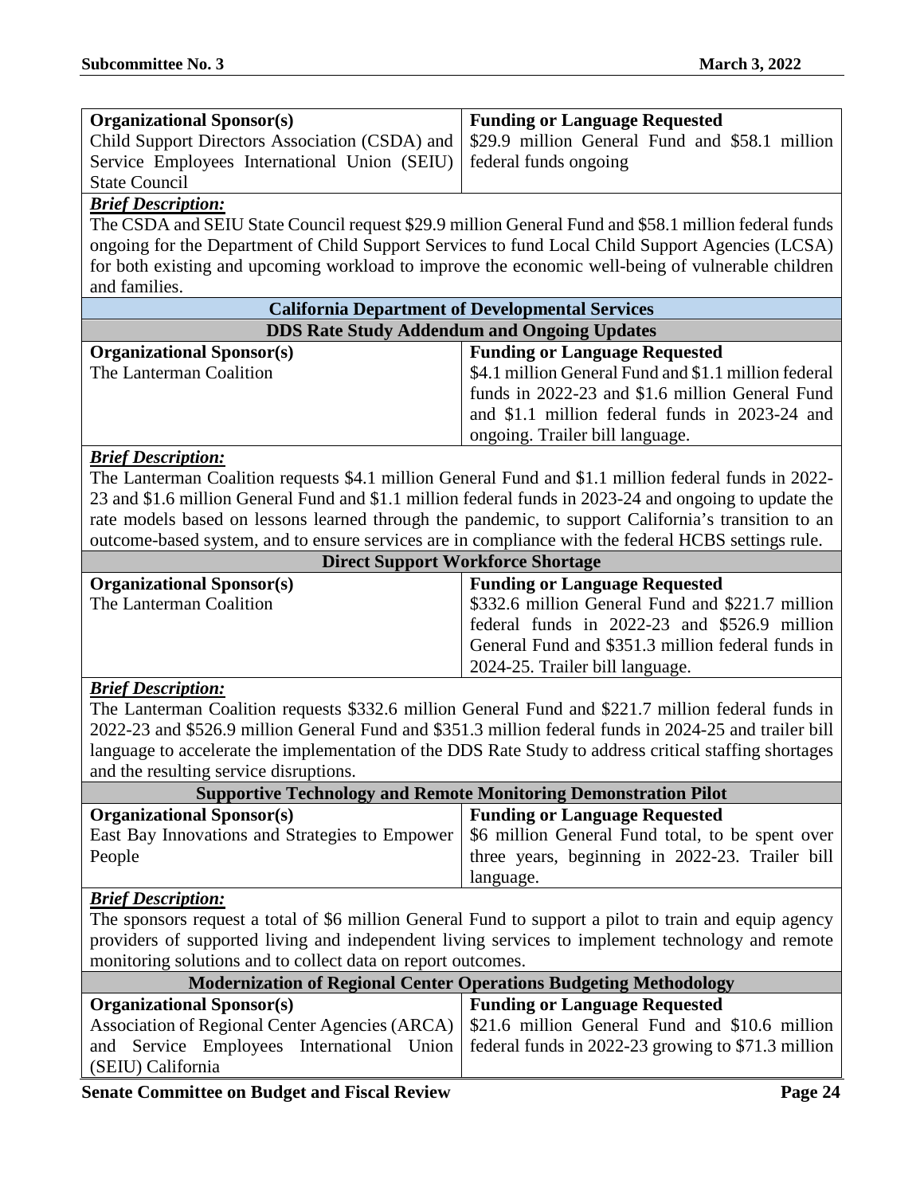| Organizational Sponsor(s) | Funding or Language Requested |
|---|---|
| Child Support Directors Association (CSDA) and Service Employees International Union (SEIU) State Council | $29.9 million General Fund and $58.1 million federal funds ongoing |

***Brief Description:***

The CSDA and SEIU State Council request $29.9 million General Fund and $58.1 million federal funds ongoing for the Department of Child Support Services to fund Local Child Support Agencies (LCSA) for both existing and upcoming workload to improve the economic well-being of vulnerable children and families.

## California Department of Developmental Services

### DDS Rate Study Addendum and Ongoing Updates

| Organizational Sponsor(s) | Funding or Language Requested |
|---|---|
| The Lanterman Coalition | $4.1 million General Fund and $1.1 million federal funds in 2022-23 and $1.6 million General Fund and $1.1 million federal funds in 2023-24 and ongoing. Trailer bill language. |

***Brief Description:***

The Lanterman Coalition requests $4.1 million General Fund and $1.1 million federal funds in 2022-23 and $1.6 million General Fund and $1.1 million federal funds in 2023-24 and ongoing to update the rate models based on lessons learned through the pandemic, to support California's transition to an outcome-based system, and to ensure services are in compliance with the federal HCBS settings rule.

### Direct Support Workforce Shortage

| Organizational Sponsor(s) | Funding or Language Requested |
|---|---|
| The Lanterman Coalition | $332.6 million General Fund and $221.7 million federal funds in 2022-23 and $526.9 million General Fund and $351.3 million federal funds in 2024-25. Trailer bill language. |

***Brief Description:***

The Lanterman Coalition requests $332.6 million General Fund and $221.7 million federal funds in 2022-23 and $526.9 million General Fund and $351.3 million federal funds in 2024-25 and trailer bill language to accelerate the implementation of the DDS Rate Study to address critical staffing shortages and the resulting service disruptions.

### Supportive Technology and Remote Monitoring Demonstration Pilot

| Organizational Sponsor(s) | Funding or Language Requested |
|---|---|
| East Bay Innovations and Strategies to Empower People | $6 million General Fund total, to be spent over three years, beginning in 2022-23. Trailer bill language. |

***Brief Description:***

The sponsors request a total of $6 million General Fund to support a pilot to train and equip agency providers of supported living and independent living services to implement technology and remote monitoring solutions and to collect data on report outcomes.

### Modernization of Regional Center Operations Budgeting Methodology

| Organizational Sponsor(s) | Funding or Language Requested |
|---|---|
| Association of Regional Center Agencies (ARCA) and Service Employees International Union (SEIU) California | $21.6 million General Fund and $10.6 million federal funds in 2022-23 growing to $71.3 million |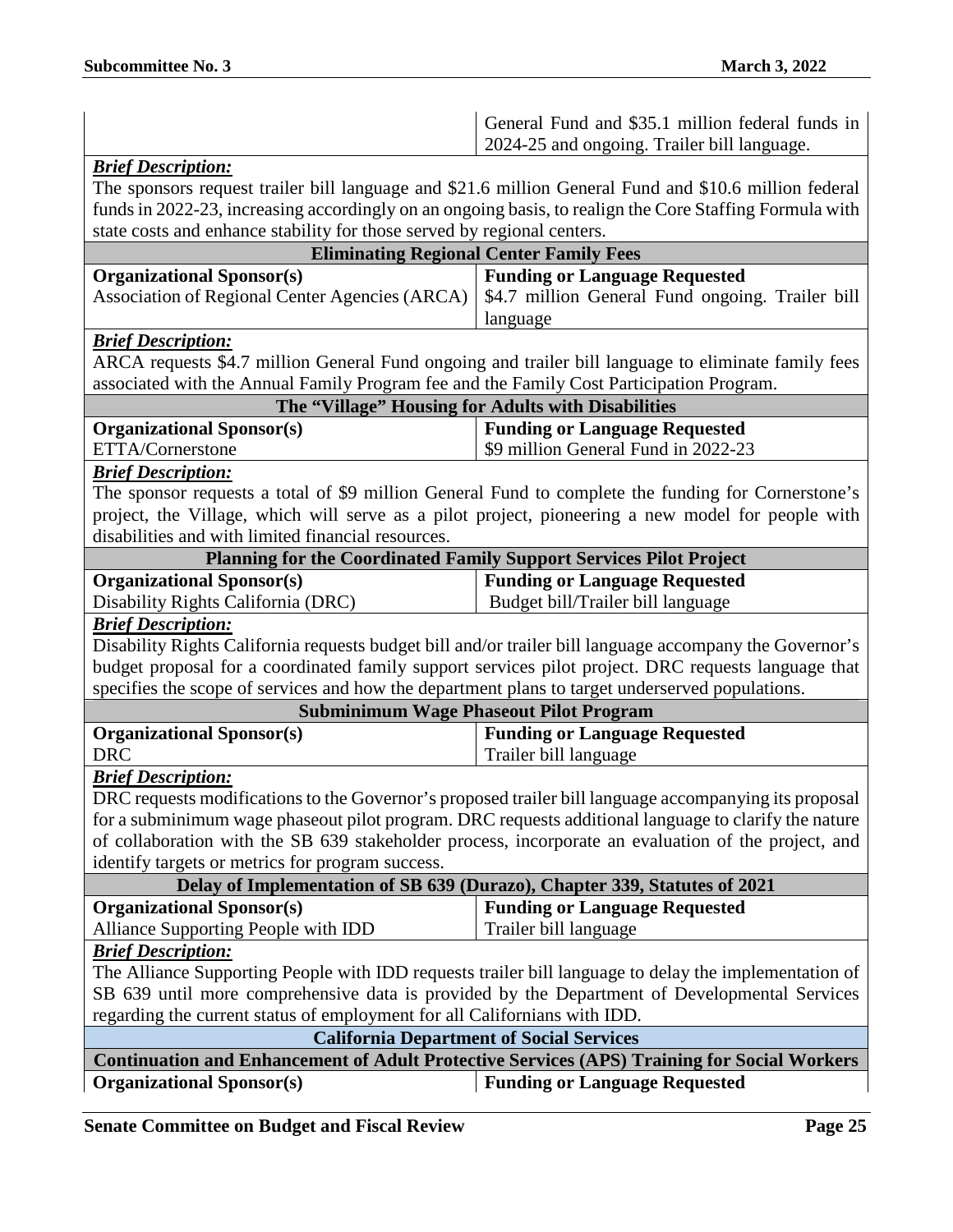| | General Fund and $35.1 million federal funds in 2024-25 and ongoing. Trailer bill language. |
|---|---|

***Brief Description:***

The sponsors request trailer bill language and $21.6 million General Fund and $10.6 million federal funds in 2022-23, increasing accordingly on an ongoing basis, to realign the Core Staffing Formula with state costs and enhance stability for those served by regional centers.

**Eliminating Regional Center Family Fees**

| **Organizational Sponsor(s)** | **Funding or Language Requested** |
|---|---|
| Association of Regional Center Agencies (ARCA) | $4.7 million General Fund ongoing. Trailer bill language |

***Brief Description:***

ARCA requests $4.7 million General Fund ongoing and trailer bill language to eliminate family fees associated with the Annual Family Program fee and the Family Cost Participation Program.

**The "Village" Housing for Adults with Disabilities**

| **Organizational Sponsor(s)** | **Funding or Language Requested** |
|---|---|
| ETTA/Cornerstone | $9 million General Fund in 2022-23 |

***Brief Description:***

The sponsor requests a total of $9 million General Fund to complete the funding for Cornerstone's project, the Village, which will serve as a pilot project, pioneering a new model for people with disabilities and with limited financial resources.

**Planning for the Coordinated Family Support Services Pilot Project**

| **Organizational Sponsor(s)** | **Funding or Language Requested** |
|---|---|
| Disability Rights California (DRC) | Budget bill/Trailer bill language |

***Brief Description:***

Disability Rights California requests budget bill and/or trailer bill language accompany the Governor's budget proposal for a coordinated family support services pilot project. DRC requests language that specifies the scope of services and how the department plans to target underserved populations.

**Subminimum Wage Phaseout Pilot Program**

| **Organizational Sponsor(s)** | **Funding or Language Requested** |
|---|---|
| DRC | Trailer bill language |

***Brief Description:***

DRC requests modifications to the Governor's proposed trailer bill language accompanying its proposal for a subminimum wage phaseout pilot program. DRC requests additional language to clarify the nature of collaboration with the SB 639 stakeholder process, incorporate an evaluation of the project, and identify targets or metrics for program success.

**Delay of Implementation of SB 639 (Durazo), Chapter 339, Statutes of 2021**

| **Organizational Sponsor(s)** | **Funding or Language Requested** |
|---|---|
| Alliance Supporting People with IDD | Trailer bill language |

***Brief Description:***

The Alliance Supporting People with IDD requests trailer bill language to delay the implementation of SB 639 until more comprehensive data is provided by the Department of Developmental Services regarding the current status of employment for all Californians with IDD.

**California Department of Social Services**

**Continuation and Enhancement of Adult Protective Services (APS) Training for Social Workers**

| **Organizational Sponsor(s)** | **Funding or Language Requested** |
|---|---|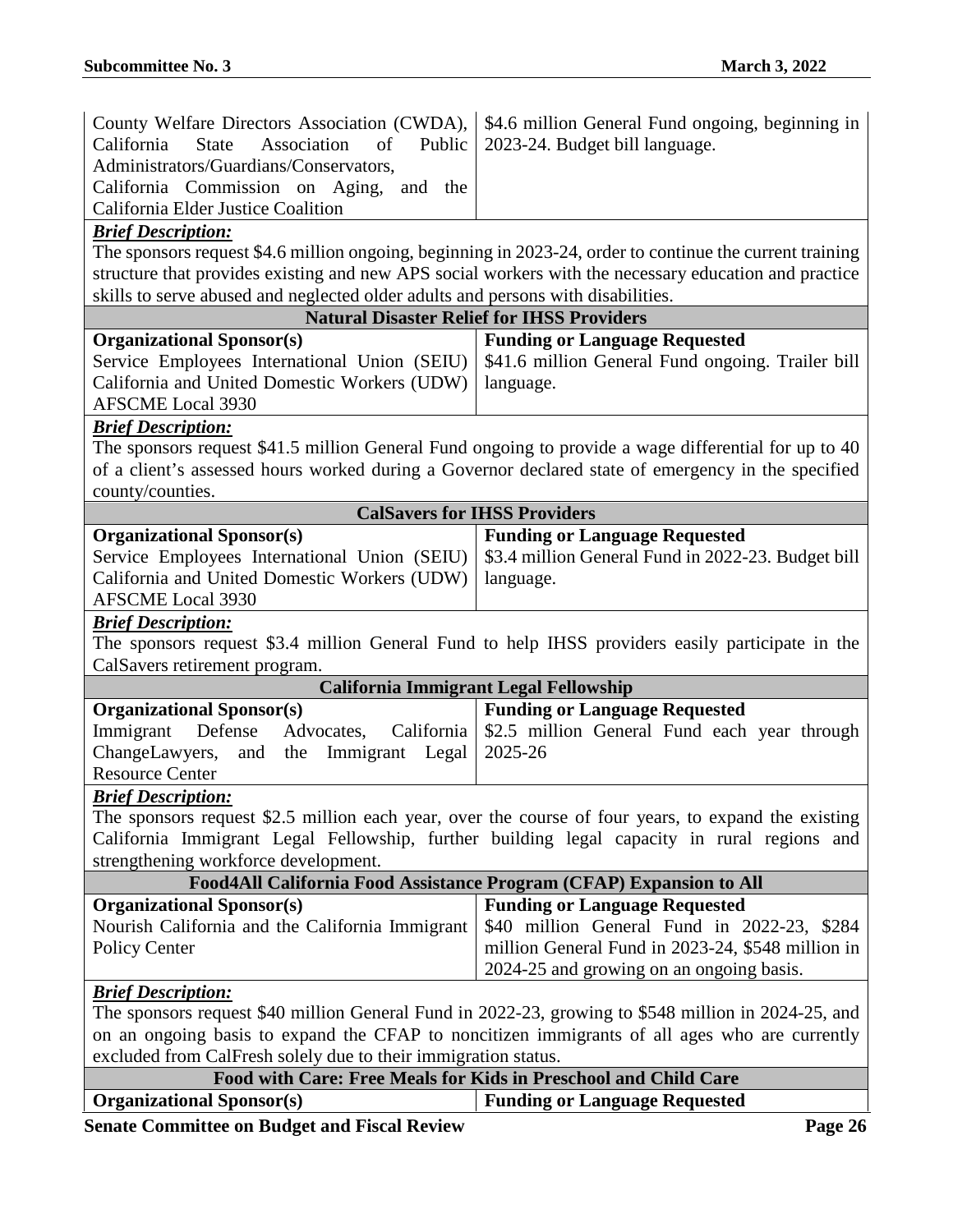| | |
|---|---|
| County Welfare Directors Association (CWDA), California State Association of Public Administrators/Guardians/Conservators, California Commission on Aging, and the California Elder Justice Coalition | $4.6 million General Fund ongoing, beginning in 2023-24. Budget bill language. |

***Brief Description:***

The sponsors request $4.6 million ongoing, beginning in 2023-24, order to continue the current training structure that provides existing and new APS social workers with the necessary education and practice skills to serve abused and neglected older adults and persons with disabilities.

**Natural Disaster Relief for IHSS Providers**

| Organizational Sponsor(s) | Funding or Language Requested |
|---|---|
| Service Employees International Union (SEIU) California and United Domestic Workers (UDW) AFSCME Local 3930 | $41.6 million General Fund ongoing. Trailer bill language. |

***Brief Description:***

The sponsors request $41.5 million General Fund ongoing to provide a wage differential for up to 40 of a client's assessed hours worked during a Governor declared state of emergency in the specified county/counties.

**CalSavers for IHSS Providers**

| Organizational Sponsor(s) | Funding or Language Requested |
|---|---|
| Service Employees International Union (SEIU) California and United Domestic Workers (UDW) AFSCME Local 3930 | $3.4 million General Fund in 2022-23. Budget bill language. |

***Brief Description:***

The sponsors request $3.4 million General Fund to help IHSS providers easily participate in the CalSavers retirement program.

**California Immigrant Legal Fellowship**

| Organizational Sponsor(s) | Funding or Language Requested |
|---|---|
| Immigrant Defense Advocates, California ChangeLawyers, and the Immigrant Legal Resource Center | $2.5 million General Fund each year through 2025-26 |

***Brief Description:***

The sponsors request $2.5 million each year, over the course of four years, to expand the existing California Immigrant Legal Fellowship, further building legal capacity in rural regions and strengthening workforce development.

**Food4All California Food Assistance Program (CFAP) Expansion to All**

| Organizational Sponsor(s) | Funding or Language Requested |
|---|---|
| Nourish California and the California Immigrant Policy Center | $40 million General Fund in 2022-23, $284 million General Fund in 2023-24, $548 million in 2024-25 and growing on an ongoing basis. |

***Brief Description:***

The sponsors request $40 million General Fund in 2022-23, growing to $548 million in 2024-25, and on an ongoing basis to expand the CFAP to noncitizen immigrants of all ages who are currently excluded from CalFresh solely due to their immigration status.

**Food with Care: Free Meals for Kids in Preschool and Child Care**

| Organizational Sponsor(s) | Funding or Language Requested |
|---|---|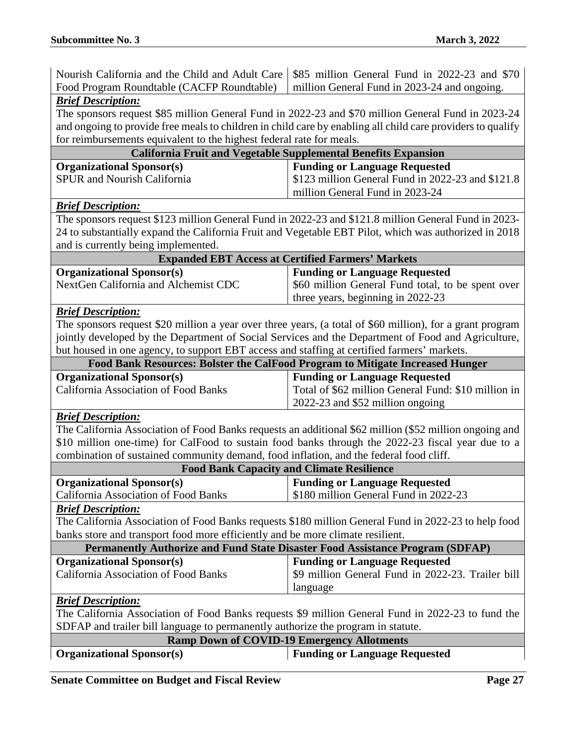| Nourish California and the Child and Adult Care Food Program Roundtable (CACFP Roundtable) | \$85 million General Fund in 2022-23 and \$70 million General Fund in 2023-24 and ongoing. |
|---|---|

***Brief Description:***

The sponsors request \$85 million General Fund in 2022-23 and \$70 million General Fund in 2023-24 and ongoing to provide free meals to children in child care by enabling all child care providers to qualify for reimbursements equivalent to the highest federal rate for meals.

**California Fruit and Vegetable Supplemental Benefits Expansion**

| **Organizational Sponsor(s)** | **Funding or Language Requested** |
|---|---|
| SPUR and Nourish California | \$123 million General Fund in 2022-23 and \$121.8 million General Fund in 2023-24 |

***Brief Description:***

The sponsors request \$123 million General Fund in 2022-23 and \$121.8 million General Fund in 2023-24 to substantially expand the California Fruit and Vegetable EBT Pilot, which was authorized in 2018 and is currently being implemented.

**Expanded EBT Access at Certified Farmers' Markets**

| **Organizational Sponsor(s)** | **Funding or Language Requested** |
|---|---|
| NextGen California and Alchemist CDC | \$60 million General Fund total, to be spent over three years, beginning in 2022-23 |

***Brief Description:***

The sponsors request \$20 million a year over three years, (a total of \$60 million), for a grant program jointly developed by the Department of Social Services and the Department of Food and Agriculture, but housed in one agency, to support EBT access and staffing at certified farmers' markets.

**Food Bank Resources: Bolster the CalFood Program to Mitigate Increased Hunger**

| **Organizational Sponsor(s)** | **Funding or Language Requested** |
|---|---|
| California Association of Food Banks | Total of \$62 million General Fund: \$10 million in 2022-23 and \$52 million ongoing |

***Brief Description:***

The California Association of Food Banks requests an additional \$62 million (\$52 million ongoing and \$10 million one-time) for CalFood to sustain food banks through the 2022-23 fiscal year due to a combination of sustained community demand, food inflation, and the federal food cliff.

**Food Bank Capacity and Climate Resilience**

| **Organizational Sponsor(s)** | **Funding or Language Requested** |
|---|---|
| California Association of Food Banks | \$180 million General Fund in 2022-23 |

***Brief Description:***

The California Association of Food Banks requests \$180 million General Fund in 2022-23 to help food banks store and transport food more efficiently and be more climate resilient.

**Permanently Authorize and Fund State Disaster Food Assistance Program (SDFAP)**

| **Organizational Sponsor(s)** | **Funding or Language Requested** |
|---|---|
| California Association of Food Banks | \$9 million General Fund in 2022-23. Trailer bill language |

***Brief Description:***

The California Association of Food Banks requests \$9 million General Fund in 2022-23 to fund the SDFAP and trailer bill language to permanently authorize the program in statute.

**Ramp Down of COVID-19 Emergency Allotments**

| **Organizational Sponsor(s)** | **Funding or Language Requested** |
|---|---|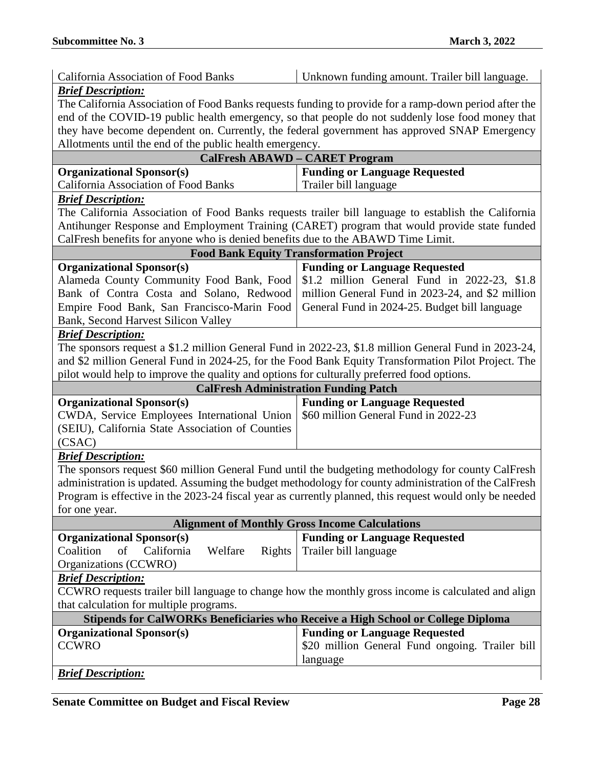| California Association of Food Banks | Unknown funding amount. Trailer bill language. |
|---|---|

***Brief Description:***

The California Association of Food Banks requests funding to provide for a ramp-down period after the end of the COVID-19 public health emergency, so that people do not suddenly lose food money that they have become dependent on. Currently, the federal government has approved SNAP Emergency Allotments until the end of the public health emergency.

### CalFresh ABAWD – CARET Program

| Organizational Sponsor(s) | Funding or Language Requested |
|---|---|
| California Association of Food Banks | Trailer bill language |

***Brief Description:***

The California Association of Food Banks requests trailer bill language to establish the California Antihunger Response and Employment Training (CARET) program that would provide state funded CalFresh benefits for anyone who is denied benefits due to the ABAWD Time Limit.

### Food Bank Equity Transformation Project

| Organizational Sponsor(s) | Funding or Language Requested |
|---|---|
| Alameda County Community Food Bank, Food Bank of Contra Costa and Solano, Redwood Empire Food Bank, San Francisco-Marin Food Bank, Second Harvest Silicon Valley | $1.2 million General Fund in 2022-23, $1.8 million General Fund in 2023-24, and $2 million General Fund in 2024-25. Budget bill language |

***Brief Description:***

The sponsors request a $1.2 million General Fund in 2022-23, $1.8 million General Fund in 2023-24, and $2 million General Fund in 2024-25, for the Food Bank Equity Transformation Pilot Project. The pilot would help to improve the quality and options for culturally preferred food options.

### CalFresh Administration Funding Patch

| Organizational Sponsor(s) | Funding or Language Requested |
|---|---|
| CWDA, Service Employees International Union (SEIU), California State Association of Counties (CSAC) | $60 million General Fund in 2022-23 |

***Brief Description:***

The sponsors request $60 million General Fund until the budgeting methodology for county CalFresh administration is updated. Assuming the budget methodology for county administration of the CalFresh Program is effective in the 2023-24 fiscal year as currently planned, this request would only be needed for one year.

### Alignment of Monthly Gross Income Calculations

| Organizational Sponsor(s) | Funding or Language Requested |
|---|---|
| Coalition of California Welfare Rights Organizations (CCWRO) | Trailer bill language |

***Brief Description:***

CCWRO requests trailer bill language to change how the monthly gross income is calculated and align that calculation for multiple programs.

### Stipends for CalWORKs Beneficiaries who Receive a High School or College Diploma

| Organizational Sponsor(s) | Funding or Language Requested |
|---|---|
| CCWRO | $20 million General Fund ongoing. Trailer bill language |

***Brief Description:***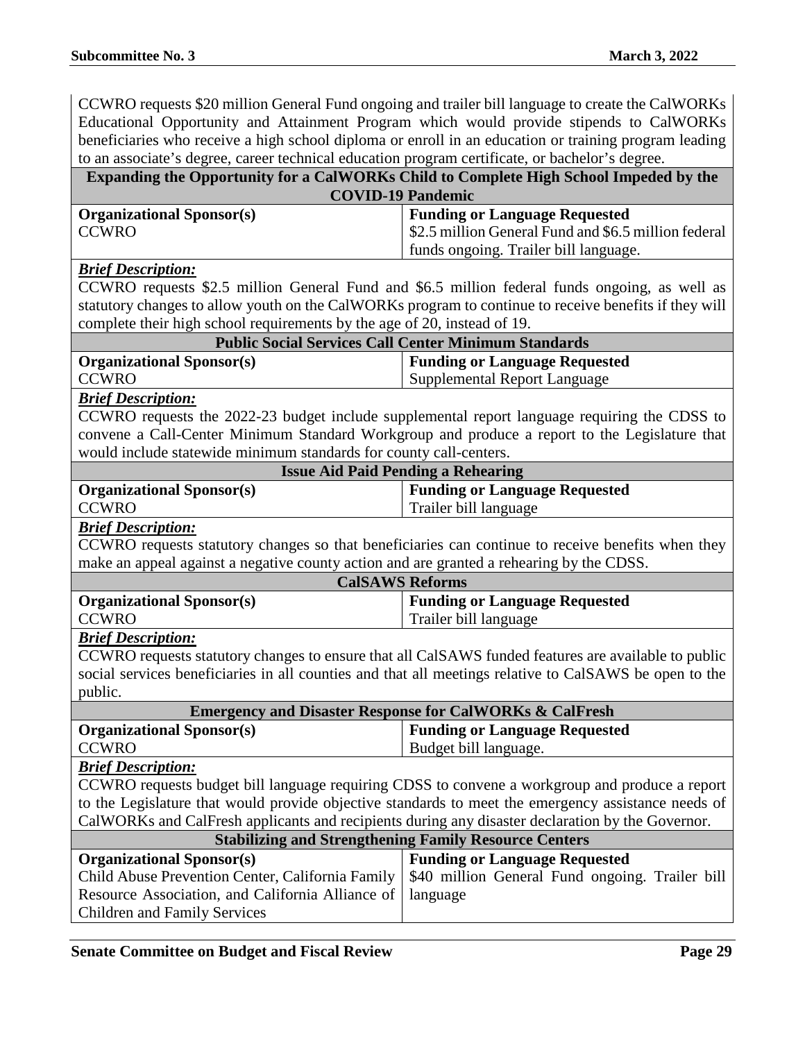CCWRO requests $20 million General Fund ongoing and trailer bill language to create the CalWORKs Educational Opportunity and Attainment Program which would provide stipends to CalWORKs beneficiaries who receive a high school diploma or enroll in an education or training program leading to an associate's degree, career technical education program certificate, or bachelor's degree.

### Expanding the Opportunity for a CalWORKs Child to Complete High School Impeded by the COVID-19 Pandemic

| Organizational Sponsor(s) | Funding or Language Requested |
|---|---|
| CCWRO | $2.5 million General Fund and $6.5 million federal funds ongoing. Trailer bill language. |

***Brief Description:***

CCWRO requests $2.5 million General Fund and $6.5 million federal funds ongoing, as well as statutory changes to allow youth on the CalWORKs program to continue to receive benefits if they will complete their high school requirements by the age of 20, instead of 19.

### Public Social Services Call Center Minimum Standards

| Organizational Sponsor(s) | Funding or Language Requested |
|---|---|
| CCWRO | Supplemental Report Language |

***Brief Description:***

CCWRO requests the 2022-23 budget include supplemental report language requiring the CDSS to convene a Call-Center Minimum Standard Workgroup and produce a report to the Legislature that would include statewide minimum standards for county call-centers.

### Issue Aid Paid Pending a Rehearing

| Organizational Sponsor(s) | Funding or Language Requested |
|---|---|
| CCWRO | Trailer bill language |

***Brief Description:***

CCWRO requests statutory changes so that beneficiaries can continue to receive benefits when they make an appeal against a negative county action and are granted a rehearing by the CDSS.

### CalSAWS Reforms

| Organizational Sponsor(s) | Funding or Language Requested |
|---|---|
| CCWRO | Trailer bill language |

***Brief Description:***

CCWRO requests statutory changes to ensure that all CalSAWS funded features are available to public social services beneficiaries in all counties and that all meetings relative to CalSAWS be open to the public.

### Emergency and Disaster Response for CalWORKs & CalFresh

| Organizational Sponsor(s) | Funding or Language Requested |
|---|---|
| CCWRO | Budget bill language. |

***Brief Description:***

CCWRO requests budget bill language requiring CDSS to convene a workgroup and produce a report to the Legislature that would provide objective standards to meet the emergency assistance needs of CalWORKs and CalFresh applicants and recipients during any disaster declaration by the Governor.

### Stabilizing and Strengthening Family Resource Centers

| Organizational Sponsor(s) | Funding or Language Requested |
|---|---|
| Child Abuse Prevention Center, California Family Resource Association, and California Alliance of Children and Family Services | $40 million General Fund ongoing. Trailer bill language |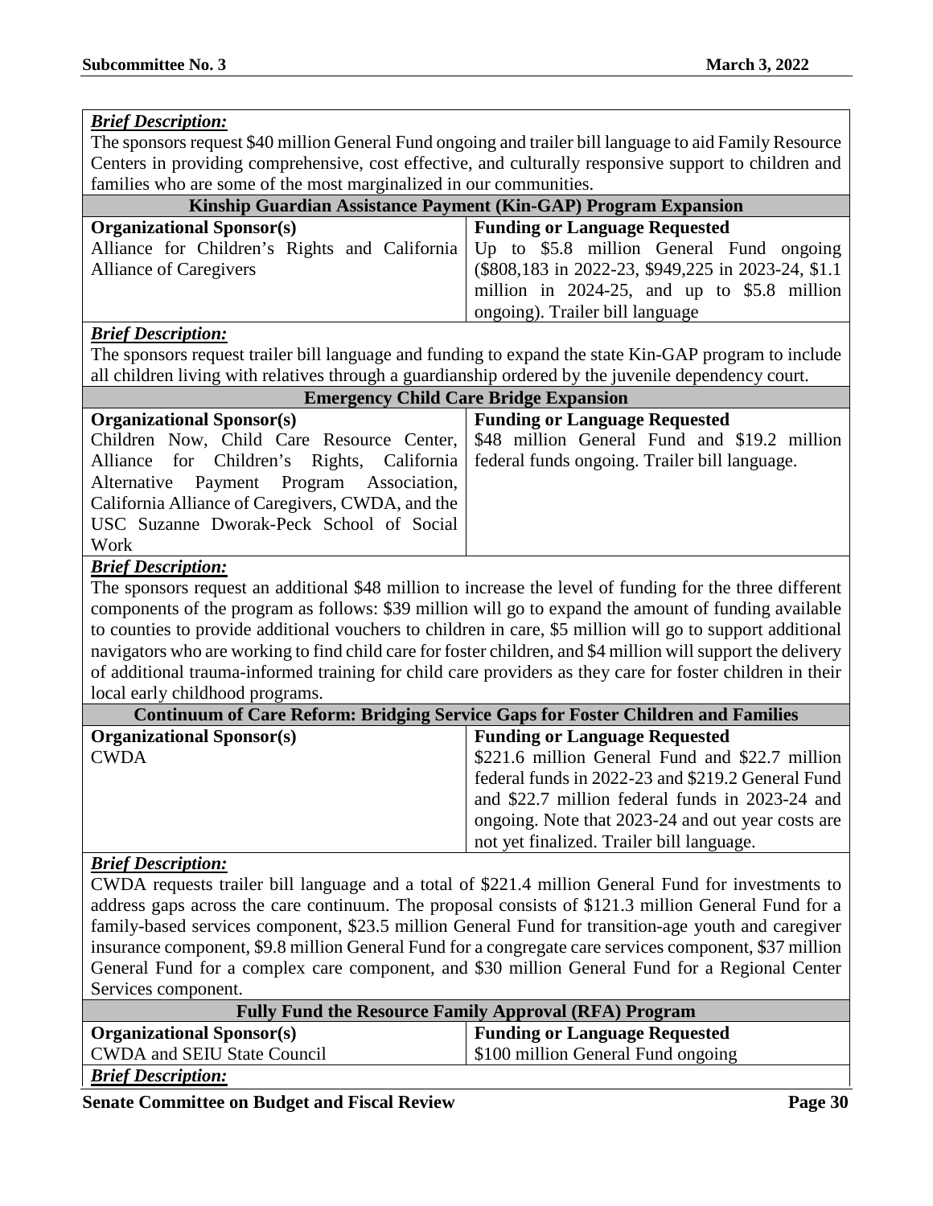***Brief Description:***

The sponsors request $40 million General Fund ongoing and trailer bill language to aid Family Resource Centers in providing comprehensive, cost effective, and culturally responsive support to children and families who are some of the most marginalized in our communities.

| **Kinship Guardian Assistance Payment (Kin-GAP) Program Expansion** | |
|---|---|
| **Organizational Sponsor(s)** | **Funding or Language Requested** |
| Alliance for Children's Rights and California Alliance of Caregivers | Up to $5.8 million General Fund ongoing ($808,183 in 2022-23, $949,225 in 2023-24, $1.1 million in 2024-25, and up to $5.8 million ongoing). Trailer bill language |

***Brief Description:***

The sponsors request trailer bill language and funding to expand the state Kin-GAP program to include all children living with relatives through a guardianship ordered by the juvenile dependency court.

| **Emergency Child Care Bridge Expansion** | |
|---|---|
| **Organizational Sponsor(s)** | **Funding or Language Requested** |
| Children Now, Child Care Resource Center, Alliance for Children's Rights, California Alternative Payment Program Association, California Alliance of Caregivers, CWDA, and the USC Suzanne Dworak-Peck School of Social Work | $48 million General Fund and $19.2 million federal funds ongoing. Trailer bill language. |

***Brief Description:***

The sponsors request an additional $48 million to increase the level of funding for the three different components of the program as follows: $39 million will go to expand the amount of funding available to counties to provide additional vouchers to children in care, $5 million will go to support additional navigators who are working to find child care for foster children, and $4 million will support the delivery of additional trauma-informed training for child care providers as they care for foster children in their local early childhood programs.

| **Continuum of Care Reform: Bridging Service Gaps for Foster Children and Families** | |
|---|---|
| **Organizational Sponsor(s)** | **Funding or Language Requested** |
| CWDA | $221.6 million General Fund and $22.7 million federal funds in 2022-23 and $219.2 General Fund and $22.7 million federal funds in 2023-24 and ongoing. Note that 2023-24 and out year costs are not yet finalized. Trailer bill language. |

***Brief Description:***

CWDA requests trailer bill language and a total of $221.4 million General Fund for investments to address gaps across the care continuum. The proposal consists of $121.3 million General Fund for a family-based services component, $23.5 million General Fund for transition-age youth and caregiver insurance component, $9.8 million General Fund for a congregate care services component, $37 million General Fund for a complex care component, and $30 million General Fund for a Regional Center Services component.

| **Fully Fund the Resource Family Approval (RFA) Program** | |
|---|---|
| **Organizational Sponsor(s)** | **Funding or Language Requested** |
| CWDA and SEIU State Council | $100 million General Fund ongoing |

***Brief Description:***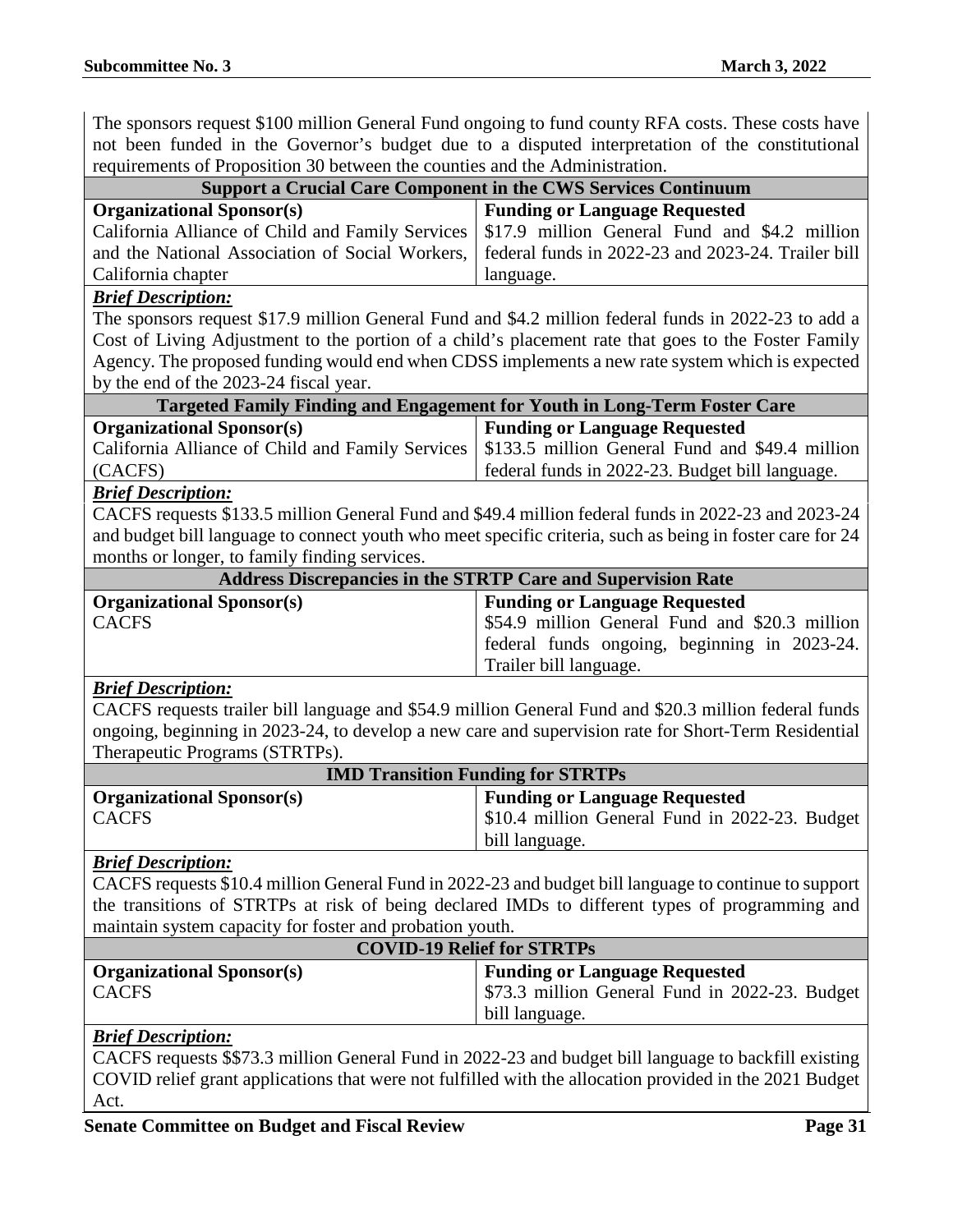The sponsors request $100 million General Fund ongoing to fund county RFA costs. These costs have not been funded in the Governor's budget due to a disputed interpretation of the constitutional requirements of Proposition 30 between the counties and the Administration.

**Support a Crucial Care Component in the CWS Services Continuum**

| **Organizational Sponsor(s)** | **Funding or Language Requested** |
|---|---|
| California Alliance of Child and Family Services and the National Association of Social Workers, California chapter | $17.9 million General Fund and $4.2 million federal funds in 2022-23 and 2023-24. Trailer bill language. |

***Brief Description:***

The sponsors request $17.9 million General Fund and $4.2 million federal funds in 2022-23 to add a Cost of Living Adjustment to the portion of a child's placement rate that goes to the Foster Family Agency. The proposed funding would end when CDSS implements a new rate system which is expected by the end of the 2023-24 fiscal year.

**Targeted Family Finding and Engagement for Youth in Long-Term Foster Care**

| **Organizational Sponsor(s)** | **Funding or Language Requested** |
|---|---|
| California Alliance of Child and Family Services (CACFS) | $133.5 million General Fund and $49.4 million federal funds in 2022-23. Budget bill language. |

***Brief Description:***

CACFS requests $133.5 million General Fund and $49.4 million federal funds in 2022-23 and 2023-24 and budget bill language to connect youth who meet specific criteria, such as being in foster care for 24 months or longer, to family finding services.

**Address Discrepancies in the STRTP Care and Supervision Rate**

| **Organizational Sponsor(s)** | **Funding or Language Requested** |
|---|---|
| CACFS | $54.9 million General Fund and $20.3 million federal funds ongoing, beginning in 2023-24. Trailer bill language. |

***Brief Description:***

CACFS requests trailer bill language and $54.9 million General Fund and $20.3 million federal funds ongoing, beginning in 2023-24, to develop a new care and supervision rate for Short-Term Residential Therapeutic Programs (STRTPs).

**IMD Transition Funding for STRTPs**

| **Organizational Sponsor(s)** | **Funding or Language Requested** |
|---|---|
| CACFS | $10.4 million General Fund in 2022-23. Budget bill language. |

***Brief Description:***

CACFS requests $10.4 million General Fund in 2022-23 and budget bill language to continue to support the transitions of STRTPs at risk of being declared IMDs to different types of programming and maintain system capacity for foster and probation youth.

**COVID-19 Relief for STRTPs**

| **Organizational Sponsor(s)** | **Funding or Language Requested** |
|---|---|
| CACFS | $73.3 million General Fund in 2022-23. Budget bill language. |

***Brief Description:***

CACFS requests $$73.3 million General Fund in 2022-23 and budget bill language to backfill existing COVID relief grant applications that were not fulfilled with the allocation provided in the 2021 Budget Act.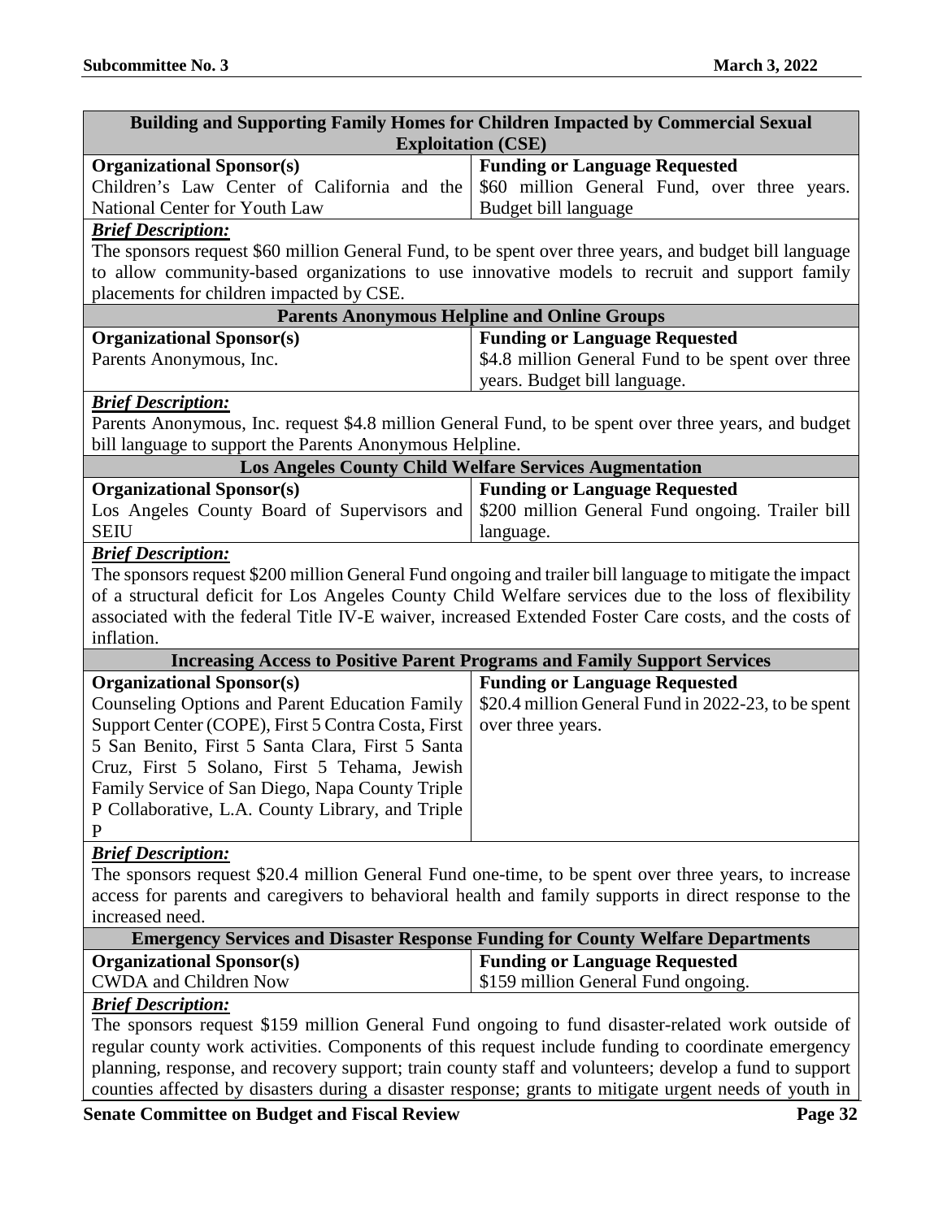### Building and Supporting Family Homes for Children Impacted by Commercial Sexual Exploitation (CSE)

| Organizational Sponsor(s) | Funding or Language Requested |
| --- | --- |
| Children's Law Center of California and the National Center for Youth Law | $60 million General Fund, over three years. Budget bill language |

***Brief Description:***

The sponsors request $60 million General Fund, to be spent over three years, and budget bill language to allow community-based organizations to use innovative models to recruit and support family placements for children impacted by CSE.

### Parents Anonymous Helpline and Online Groups

| Organizational Sponsor(s) | Funding or Language Requested |
| --- | --- |
| Parents Anonymous, Inc. | $4.8 million General Fund to be spent over three years. Budget bill language. |

***Brief Description:***

Parents Anonymous, Inc. request $4.8 million General Fund, to be spent over three years, and budget bill language to support the Parents Anonymous Helpline.

### Los Angeles County Child Welfare Services Augmentation

| Organizational Sponsor(s) | Funding or Language Requested |
| --- | --- |
| Los Angeles County Board of Supervisors and SEIU | $200 million General Fund ongoing. Trailer bill language. |

***Brief Description:***

The sponsors request $200 million General Fund ongoing and trailer bill language to mitigate the impact of a structural deficit for Los Angeles County Child Welfare services due to the loss of flexibility associated with the federal Title IV-E waiver, increased Extended Foster Care costs, and the costs of inflation.

### Increasing Access to Positive Parent Programs and Family Support Services

| Organizational Sponsor(s) | Funding or Language Requested |
| --- | --- |
| Counseling Options and Parent Education Family Support Center (COPE), First 5 Contra Costa, First 5 San Benito, First 5 Santa Clara, First 5 Santa Cruz, First 5 Solano, First 5 Tehama, Jewish Family Service of San Diego, Napa County Triple P Collaborative, L.A. County Library, and Triple P | $20.4 million General Fund in 2022-23, to be spent over three years. |

***Brief Description:***

The sponsors request $20.4 million General Fund one-time, to be spent over three years, to increase access for parents and caregivers to behavioral health and family supports in direct response to the increased need.

### Emergency Services and Disaster Response Funding for County Welfare Departments

| Organizational Sponsor(s) | Funding or Language Requested |
| --- | --- |
| CWDA and Children Now | $159 million General Fund ongoing. |

***Brief Description:***

The sponsors request $159 million General Fund ongoing to fund disaster-related work outside of regular county work activities. Components of this request include funding to coordinate emergency planning, response, and recovery support; train county staff and volunteers; develop a fund to support counties affected by disasters during a disaster response; grants to mitigate urgent needs of youth in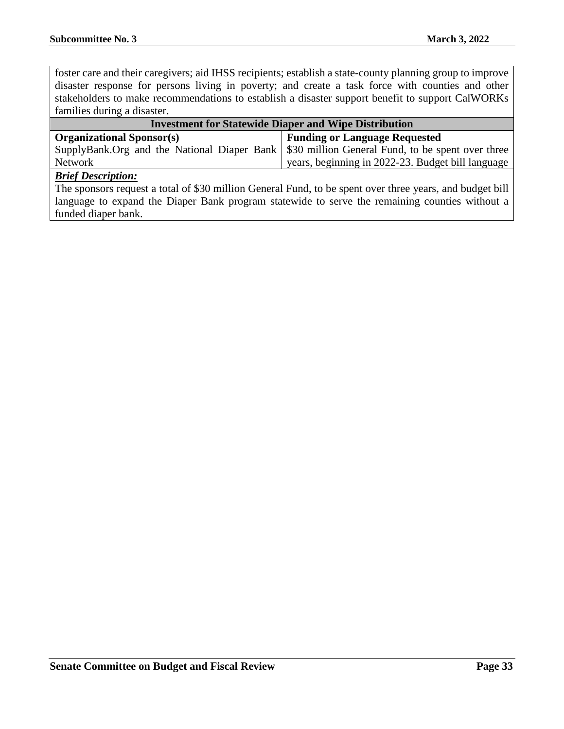foster care and their caregivers; aid IHSS recipients; establish a state-county planning group to improve disaster response for persons living in poverty; and create a task force with counties and other stakeholders to make recommendations to establish a disaster support benefit to support CalWORKs families during a disaster.

| Investment for Statewide Diaper and Wipe Distribution | |
|---|---|
| **Organizational Sponsor(s)** | **Funding or Language Requested** |
| SupplyBank.Org and the National Diaper Bank Network | $30 million General Fund, to be spent over three years, beginning in 2022-23. Budget bill language |

***Brief Description:***

The sponsors request a total of $30 million General Fund, to be spent over three years, and budget bill language to expand the Diaper Bank program statewide to serve the remaining counties without a funded diaper bank.